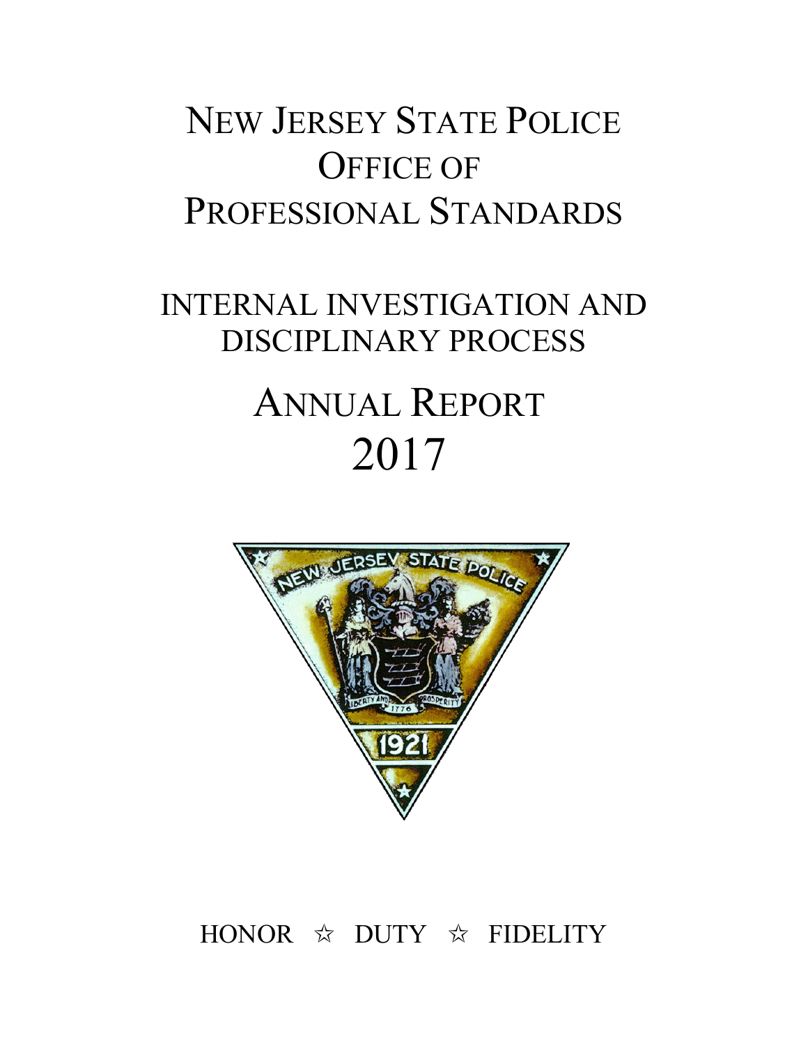# NEW JERSEY STATE POLICE OFFICE OF PROFESSIONAL STANDARDS

## INTERNAL INVESTIGATION AND DISCIPLINARY PROCESS

# ANNUAL REPORT 2017

HONOR ☆ DUTY ☆ FIDELITY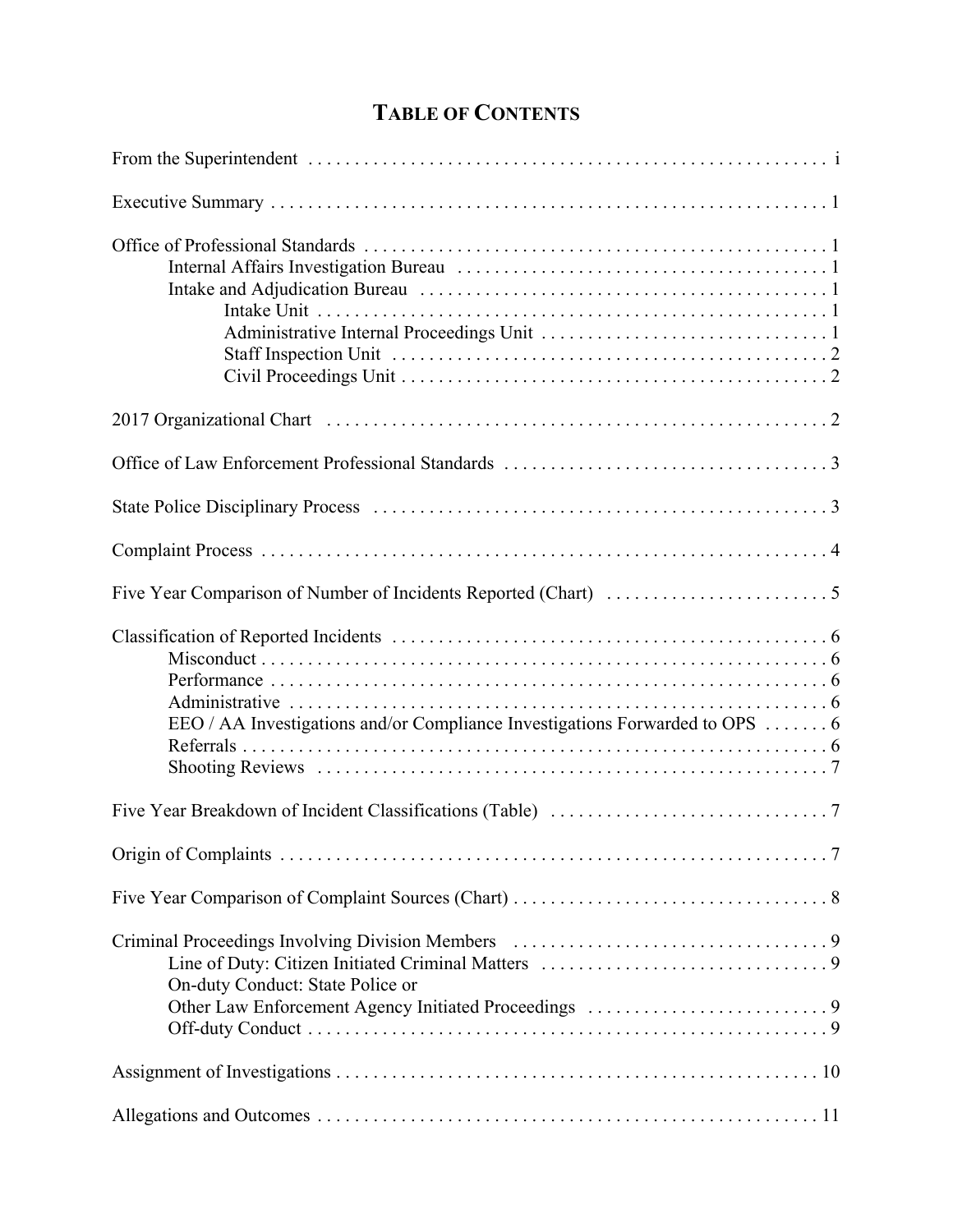# TABLE OF CONTENTS

From the Superintendent . . . . . . . . . . i

Executive Summary . . . . . . . . . . 1

Office of Professional Standards . . . . . . . . . . 1
- Internal Affairs Investigation Bureau . . . . . . . . . . 1
- Intake and Adjudication Bureau . . . . . . . . . . 1
  - Intake Unit . . . . . . . . . . 1
  - Administrative Internal Proceedings Unit . . . . . . . . . . 1
  - Staff Inspection Unit . . . . . . . . . . 2
  - Civil Proceedings Unit . . . . . . . . . . 2

2017 Organizational Chart . . . . . . . . . . 2

Office of Law Enforcement Professional Standards . . . . . . . . . . 3

State Police Disciplinary Process . . . . . . . . . . 3

Complaint Process . . . . . . . . . . 4

Five Year Comparison of Number of Incidents Reported (Chart) . . . . . . . . . . 5

Classification of Reported Incidents . . . . . . . . . . 6
- Misconduct . . . . . . . . . . 6
- Performance . . . . . . . . . . 6
- Administrative . . . . . . . . . . 6
- EEO / AA Investigations and/or Compliance Investigations Forwarded to OPS . . . . . . . 6
- Referrals . . . . . . . . . . 6
- Shooting Reviews . . . . . . . . . . 7

Five Year Breakdown of Incident Classifications (Table) . . . . . . . . . . 7

Origin of Complaints . . . . . . . . . . 7

Five Year Comparison of Complaint Sources (Chart) . . . . . . . . . . 8

Criminal Proceedings Involving Division Members . . . . . . . . . . 9
- Line of Duty: Citizen Initiated Criminal Matters . . . . . . . . . . 9
- On-duty Conduct: State Police or Other Law Enforcement Agency Initiated Proceedings . . . . . . . . . . 9
- Off-duty Conduct . . . . . . . . . . 9

Assignment of Investigations . . . . . . . . . . 10

Allegations and Outcomes . . . . . . . . . . 11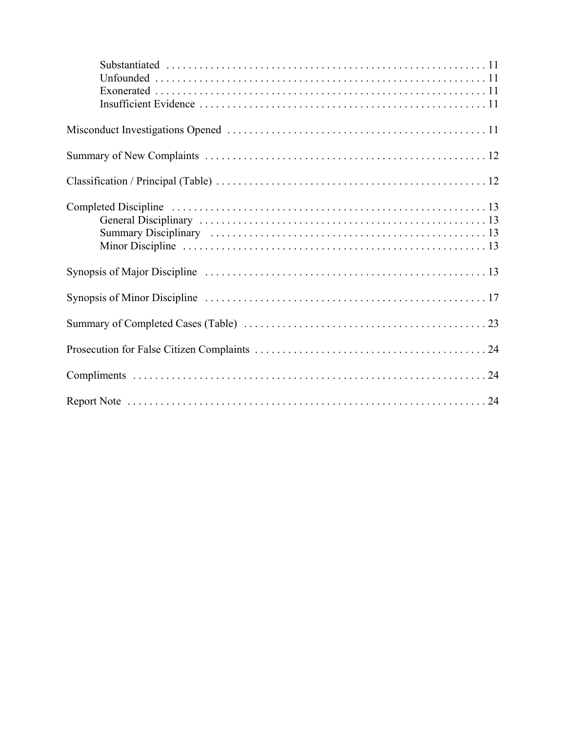Substantiated . . . . . . . . . . . . . . . . . . . . . . . . . . . . . . . . . . . . . . . . . . . . . . . . . . . . . . . . . . 11
Unfounded . . . . . . . . . . . . . . . . . . . . . . . . . . . . . . . . . . . . . . . . . . . . . . . . . . . . . . . . . . . . 11
Exonerated . . . . . . . . . . . . . . . . . . . . . . . . . . . . . . . . . . . . . . . . . . . . . . . . . . . . . . . . . . . . 11
Insufficient Evidence . . . . . . . . . . . . . . . . . . . . . . . . . . . . . . . . . . . . . . . . . . . . . . . . . . . . . 11

Misconduct Investigations Opened . . . . . . . . . . . . . . . . . . . . . . . . . . . . . . . . . . . . . . . . . . . . . . . 11

Summary of New Complaints . . . . . . . . . . . . . . . . . . . . . . . . . . . . . . . . . . . . . . . . . . . . . . . . . . . . 12

Classification / Principal (Table) . . . . . . . . . . . . . . . . . . . . . . . . . . . . . . . . . . . . . . . . . . . . . . . . . 12

Completed Discipline . . . . . . . . . . . . . . . . . . . . . . . . . . . . . . . . . . . . . . . . . . . . . . . . . . . . . . . . . 13
General Disciplinary . . . . . . . . . . . . . . . . . . . . . . . . . . . . . . . . . . . . . . . . . . . . . . . . . . . . . . 13
Summary Disciplinary . . . . . . . . . . . . . . . . . . . . . . . . . . . . . . . . . . . . . . . . . . . . . . . . . . . . . 13
Minor Discipline . . . . . . . . . . . . . . . . . . . . . . . . . . . . . . . . . . . . . . . . . . . . . . . . . . . . . . . . . 13

Synopsis of Major Discipline . . . . . . . . . . . . . . . . . . . . . . . . . . . . . . . . . . . . . . . . . . . . . . . . . . . . 13

Synopsis of Minor Discipline . . . . . . . . . . . . . . . . . . . . . . . . . . . . . . . . . . . . . . . . . . . . . . . . . . . . 17

Summary of Completed Cases (Table) . . . . . . . . . . . . . . . . . . . . . . . . . . . . . . . . . . . . . . . . . . . . . 23

Prosecution for False Citizen Complaints . . . . . . . . . . . . . . . . . . . . . . . . . . . . . . . . . . . . . . . . . . 24

Compliments . . . . . . . . . . . . . . . . . . . . . . . . . . . . . . . . . . . . . . . . . . . . . . . . . . . . . . . . . . . . . . . 24

Report Note . . . . . . . . . . . . . . . . . . . . . . . . . . . . . . . . . . . . . . . . . . . . . . . . . . . . . . . . . . . . . . . . 24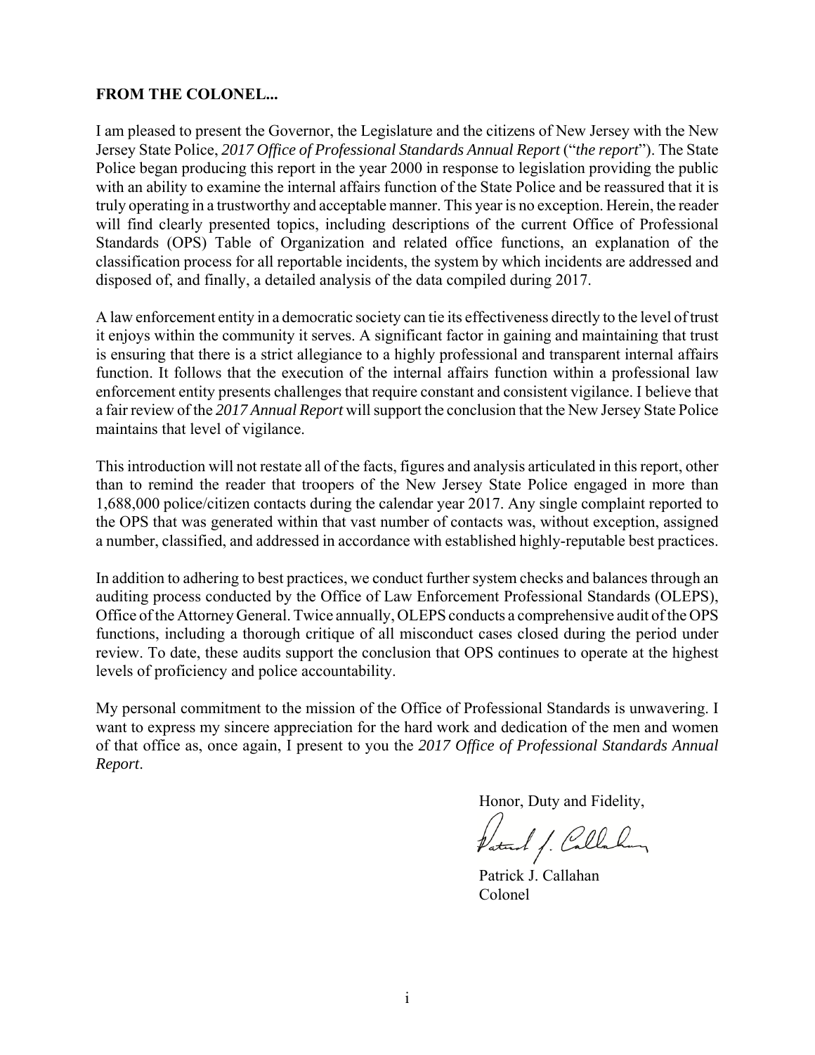**FROM THE COLONEL...**

I am pleased to present the Governor, the Legislature and the citizens of New Jersey with the New Jersey State Police, *2017 Office of Professional Standards Annual Report* (“*the report*”). The State Police began producing this report in the year 2000 in response to legislation providing the public with an ability to examine the internal affairs function of the State Police and be reassured that it is truly operating in a trustworthy and acceptable manner. This year is no exception. Herein, the reader will find clearly presented topics, including descriptions of the current Office of Professional Standards (OPS) Table of Organization and related office functions, an explanation of the classification process for all reportable incidents, the system by which incidents are addressed and disposed of, and finally, a detailed analysis of the data compiled during 2017.

A law enforcement entity in a democratic society can tie its effectiveness directly to the level of trust it enjoys within the community it serves. A significant factor in gaining and maintaining that trust is ensuring that there is a strict allegiance to a highly professional and transparent internal affairs function. It follows that the execution of the internal affairs function within a professional law enforcement entity presents challenges that require constant and consistent vigilance. I believe that a fair review of the *2017 Annual Report* will support the conclusion that the New Jersey State Police maintains that level of vigilance.

This introduction will not restate all of the facts, figures and analysis articulated in this report, other than to remind the reader that troopers of the New Jersey State Police engaged in more than 1,688,000 police/citizen contacts during the calendar year 2017. Any single complaint reported to the OPS that was generated within that vast number of contacts was, without exception, assigned a number, classified, and addressed in accordance with established highly-reputable best practices.

In addition to adhering to best practices, we conduct further system checks and balances through an auditing process conducted by the Office of Law Enforcement Professional Standards (OLEPS), Office of the Attorney General. Twice annually, OLEPS conducts a comprehensive audit of the OPS functions, including a thorough critique of all misconduct cases closed during the period under review. To date, these audits support the conclusion that OPS continues to operate at the highest levels of proficiency and police accountability.

My personal commitment to the mission of the Office of Professional Standards is unwavering. I want to express my sincere appreciation for the hard work and dedication of the men and women of that office as, once again, I present to you the *2017 Office of Professional Standards Annual Report*.

Honor, Duty and Fidelity,

Patrick J. Callahan
Colonel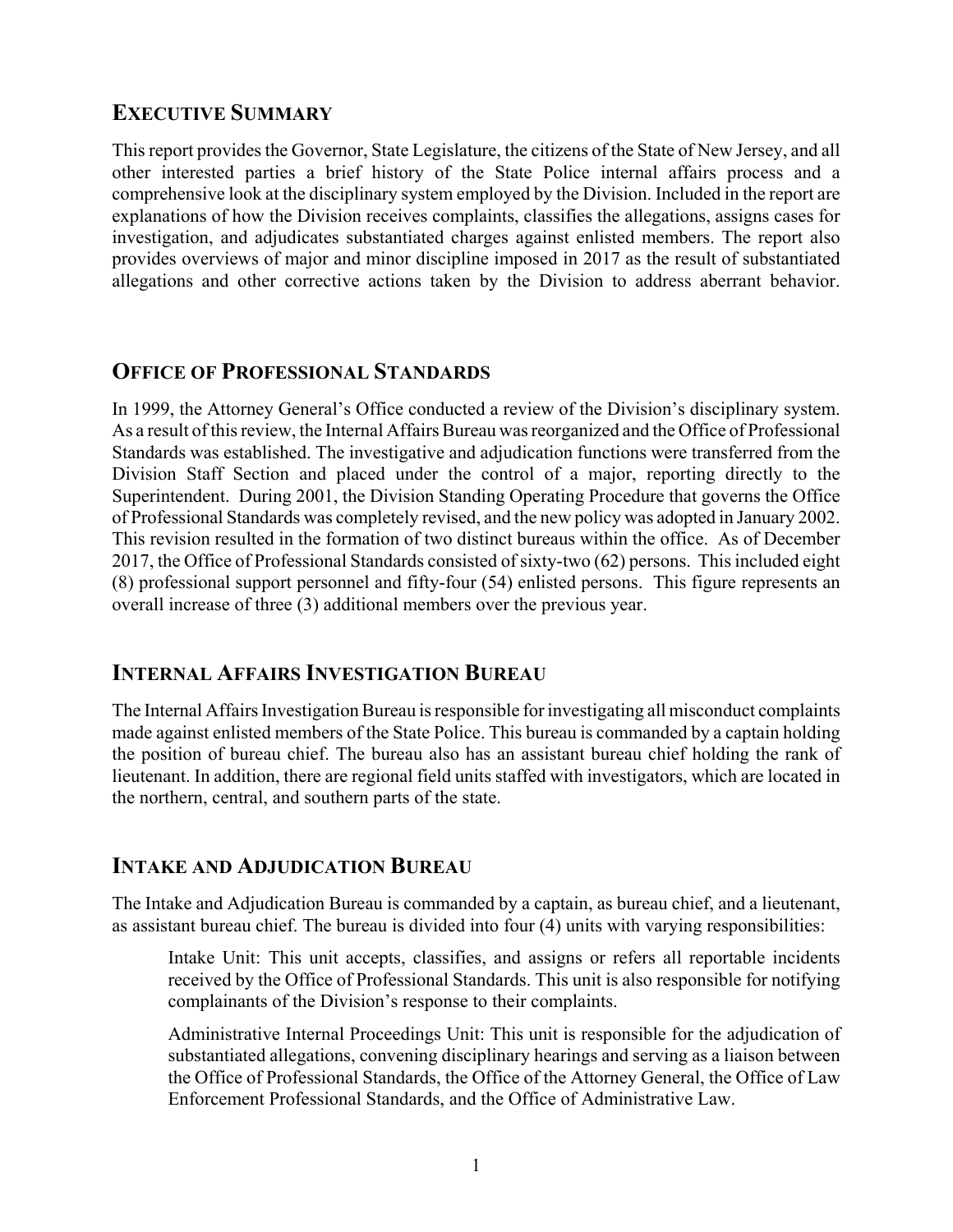## EXECUTIVE SUMMARY

This report provides the Governor, State Legislature, the citizens of the State of New Jersey, and all other interested parties a brief history of the State Police internal affairs process and a comprehensive look at the disciplinary system employed by the Division. Included in the report are explanations of how the Division receives complaints, classifies the allegations, assigns cases for investigation, and adjudicates substantiated charges against enlisted members. The report also provides overviews of major and minor discipline imposed in 2017 as the result of substantiated allegations and other corrective actions taken by the Division to address aberrant behavior.

## OFFICE OF PROFESSIONAL STANDARDS

In 1999, the Attorney General's Office conducted a review of the Division's disciplinary system. As a result of this review, the Internal Affairs Bureau was reorganized and the Office of Professional Standards was established. The investigative and adjudication functions were transferred from the Division Staff Section and placed under the control of a major, reporting directly to the Superintendent. During 2001, the Division Standing Operating Procedure that governs the Office of Professional Standards was completely revised, and the new policy was adopted in January 2002. This revision resulted in the formation of two distinct bureaus within the office. As of December 2017, the Office of Professional Standards consisted of sixty-two (62) persons. This included eight (8) professional support personnel and fifty-four (54) enlisted persons. This figure represents an overall increase of three (3) additional members over the previous year.

## INTERNAL AFFAIRS INVESTIGATION BUREAU

The Internal Affairs Investigation Bureau is responsible for investigating all misconduct complaints made against enlisted members of the State Police. This bureau is commanded by a captain holding the position of bureau chief. The bureau also has an assistant bureau chief holding the rank of lieutenant. In addition, there are regional field units staffed with investigators, which are located in the northern, central, and southern parts of the state.

## INTAKE AND ADJUDICATION BUREAU

The Intake and Adjudication Bureau is commanded by a captain, as bureau chief, and a lieutenant, as assistant bureau chief. The bureau is divided into four (4) units with varying responsibilities:

Intake Unit: This unit accepts, classifies, and assigns or refers all reportable incidents received by the Office of Professional Standards. This unit is also responsible for notifying complainants of the Division's response to their complaints.

Administrative Internal Proceedings Unit: This unit is responsible for the adjudication of substantiated allegations, convening disciplinary hearings and serving as a liaison between the Office of Professional Standards, the Office of the Attorney General, the Office of Law Enforcement Professional Standards, and the Office of Administrative Law.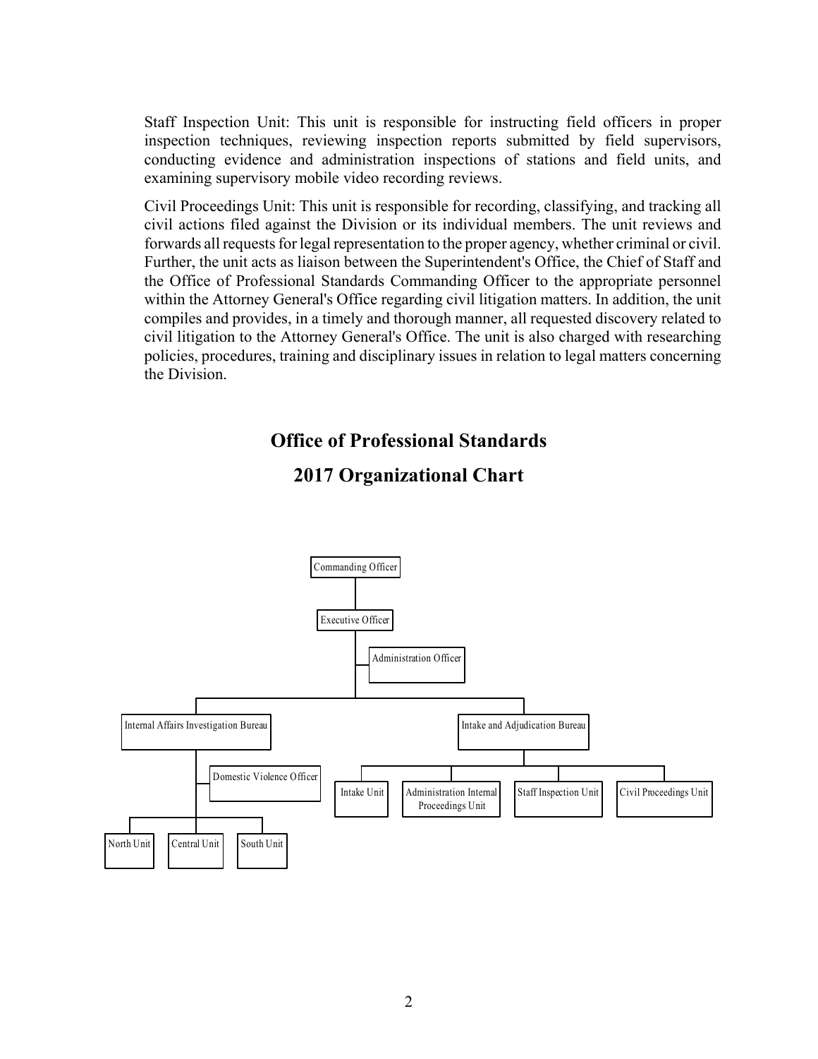Staff Inspection Unit: This unit is responsible for instructing field officers in proper inspection techniques, reviewing inspection reports submitted by field supervisors, conducting evidence and administration inspections of stations and field units, and examining supervisory mobile video recording reviews.

Civil Proceedings Unit: This unit is responsible for recording, classifying, and tracking all civil actions filed against the Division or its individual members. The unit reviews and forwards all requests for legal representation to the proper agency, whether criminal or civil. Further, the unit acts as liaison between the Superintendent's Office, the Chief of Staff and the Office of Professional Standards Commanding Officer to the appropriate personnel within the Attorney General's Office regarding civil litigation matters. In addition, the unit compiles and provides, in a timely and thorough manner, all requested discovery related to civil litigation to the Attorney General's Office. The unit is also charged with researching policies, procedures, training and disciplinary issues in relation to legal matters concerning the Division.

## Office of Professional Standards

## 2017 Organizational Chart

- Commanding Officer
  - Executive Officer
    - Administration Officer
    - Internal Affairs Investigation Bureau
      - Domestic Violence Officer
      - North Unit
      - Central Unit
      - South Unit
    - Intake and Adjudication Bureau
      - Intake Unit
      - Administration Internal Proceedings Unit
      - Staff Inspection Unit
      - Civil Proceedings Unit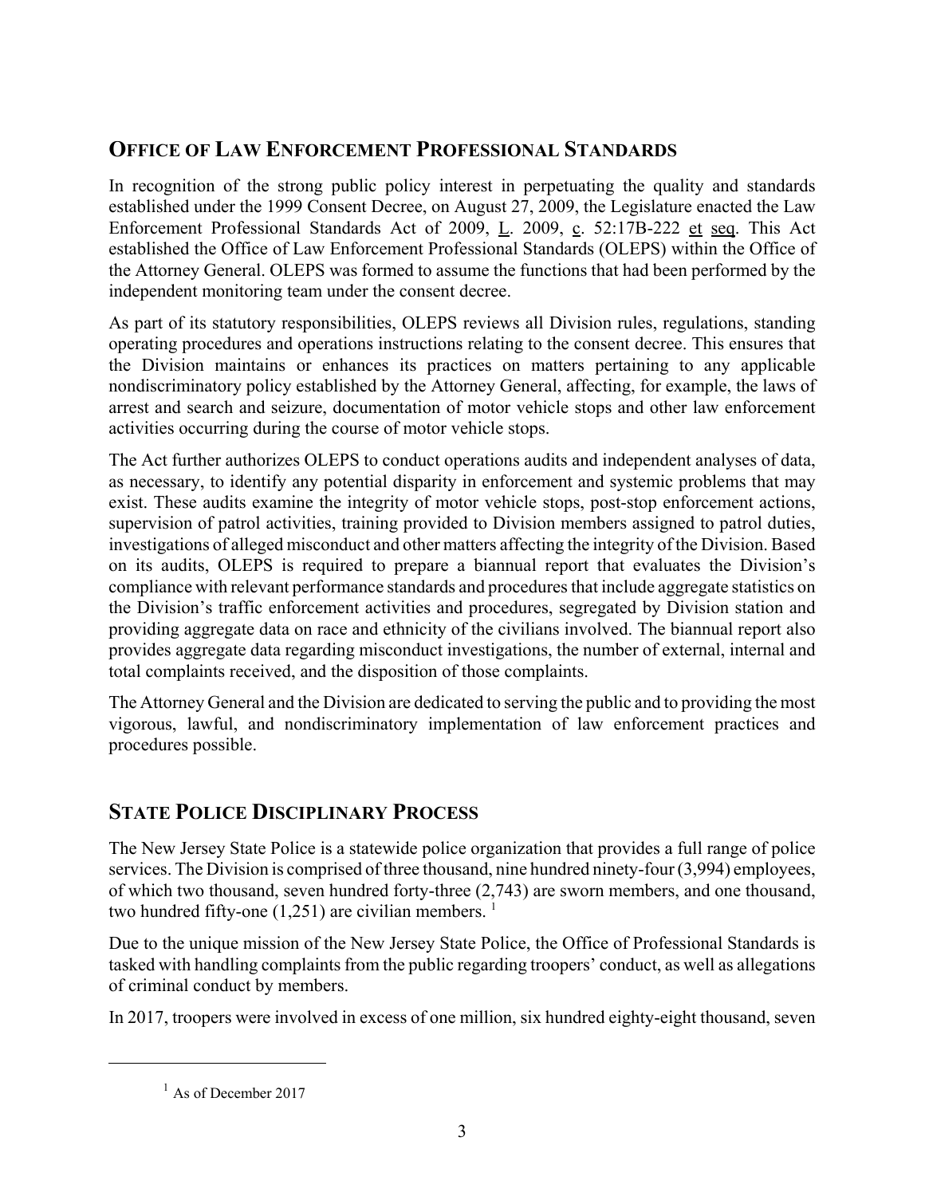## OFFICE OF LAW ENFORCEMENT PROFESSIONAL STANDARDS

In recognition of the strong public policy interest in perpetuating the quality and standards established under the 1999 Consent Decree, on August 27, 2009, the Legislature enacted the Law Enforcement Professional Standards Act of 2009, L. 2009, c. 52:17B-222 et seq. This Act established the Office of Law Enforcement Professional Standards (OLEPS) within the Office of the Attorney General. OLEPS was formed to assume the functions that had been performed by the independent monitoring team under the consent decree.

As part of its statutory responsibilities, OLEPS reviews all Division rules, regulations, standing operating procedures and operations instructions relating to the consent decree. This ensures that the Division maintains or enhances its practices on matters pertaining to any applicable nondiscriminatory policy established by the Attorney General, affecting, for example, the laws of arrest and search and seizure, documentation of motor vehicle stops and other law enforcement activities occurring during the course of motor vehicle stops.

The Act further authorizes OLEPS to conduct operations audits and independent analyses of data, as necessary, to identify any potential disparity in enforcement and systemic problems that may exist. These audits examine the integrity of motor vehicle stops, post-stop enforcement actions, supervision of patrol activities, training provided to Division members assigned to patrol duties, investigations of alleged misconduct and other matters affecting the integrity of the Division. Based on its audits, OLEPS is required to prepare a biannual report that evaluates the Division's compliance with relevant performance standards and procedures that include aggregate statistics on the Division's traffic enforcement activities and procedures, segregated by Division station and providing aggregate data on race and ethnicity of the civilians involved. The biannual report also provides aggregate data regarding misconduct investigations, the number of external, internal and total complaints received, and the disposition of those complaints.

The Attorney General and the Division are dedicated to serving the public and to providing the most vigorous, lawful, and nondiscriminatory implementation of law enforcement practices and procedures possible.

## STATE POLICE DISCIPLINARY PROCESS

The New Jersey State Police is a statewide police organization that provides a full range of police services. The Division is comprised of three thousand, nine hundred ninety-four (3,994) employees, of which two thousand, seven hundred forty-three (2,743) are sworn members, and one thousand, two hundred fifty-one (1,251) are civilian members. [1]

Due to the unique mission of the New Jersey State Police, the Office of Professional Standards is tasked with handling complaints from the public regarding troopers' conduct, as well as allegations of criminal conduct by members.

In 2017, troopers were involved in excess of one million, six hundred eighty-eight thousand, seven

[1] As of December 2017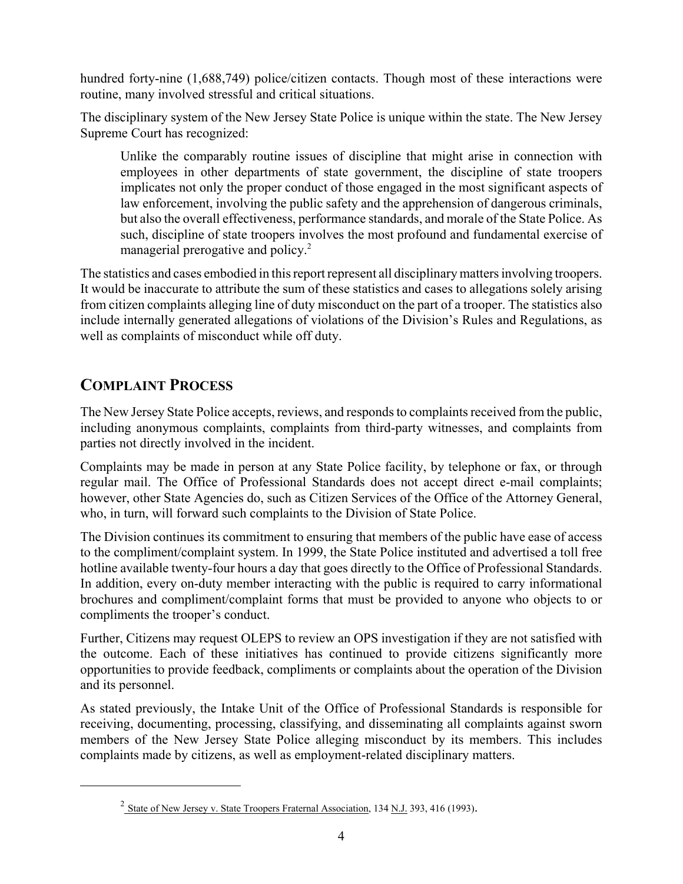hundred forty-nine (1,688,749) police/citizen contacts. Though most of these interactions were routine, many involved stressful and critical situations.

The disciplinary system of the New Jersey State Police is unique within the state. The New Jersey Supreme Court has recognized:

> Unlike the comparably routine issues of discipline that might arise in connection with employees in other departments of state government, the discipline of state troopers implicates not only the proper conduct of those engaged in the most significant aspects of law enforcement, involving the public safety and the apprehension of dangerous criminals, but also the overall effectiveness, performance standards, and morale of the State Police. As such, discipline of state troopers involves the most profound and fundamental exercise of managerial prerogative and policy.[2]

The statistics and cases embodied in this report represent all disciplinary matters involving troopers. It would be inaccurate to attribute the sum of these statistics and cases to allegations solely arising from citizen complaints alleging line of duty misconduct on the part of a trooper. The statistics also include internally generated allegations of violations of the Division's Rules and Regulations, as well as complaints of misconduct while off duty.

## COMPLAINT PROCESS

The New Jersey State Police accepts, reviews, and responds to complaints received from the public, including anonymous complaints, complaints from third-party witnesses, and complaints from parties not directly involved in the incident.

Complaints may be made in person at any State Police facility, by telephone or fax, or through regular mail. The Office of Professional Standards does not accept direct e-mail complaints; however, other State Agencies do, such as Citizen Services of the Office of the Attorney General, who, in turn, will forward such complaints to the Division of State Police.

The Division continues its commitment to ensuring that members of the public have ease of access to the compliment/complaint system. In 1999, the State Police instituted and advertised a toll free hotline available twenty-four hours a day that goes directly to the Office of Professional Standards. In addition, every on-duty member interacting with the public is required to carry informational brochures and compliment/complaint forms that must be provided to anyone who objects to or compliments the trooper's conduct.

Further, Citizens may request OLEPS to review an OPS investigation if they are not satisfied with the outcome. Each of these initiatives has continued to provide citizens significantly more opportunities to provide feedback, compliments or complaints about the operation of the Division and its personnel.

As stated previously, the Intake Unit of the Office of Professional Standards is responsible for receiving, documenting, processing, classifying, and disseminating all complaints against sworn members of the New Jersey State Police alleging misconduct by its members. This includes complaints made by citizens, as well as employment-related disciplinary matters.

---

[2] State of New Jersey v. State Troopers Fraternal Association, 134 N.J. 393, 416 (1993).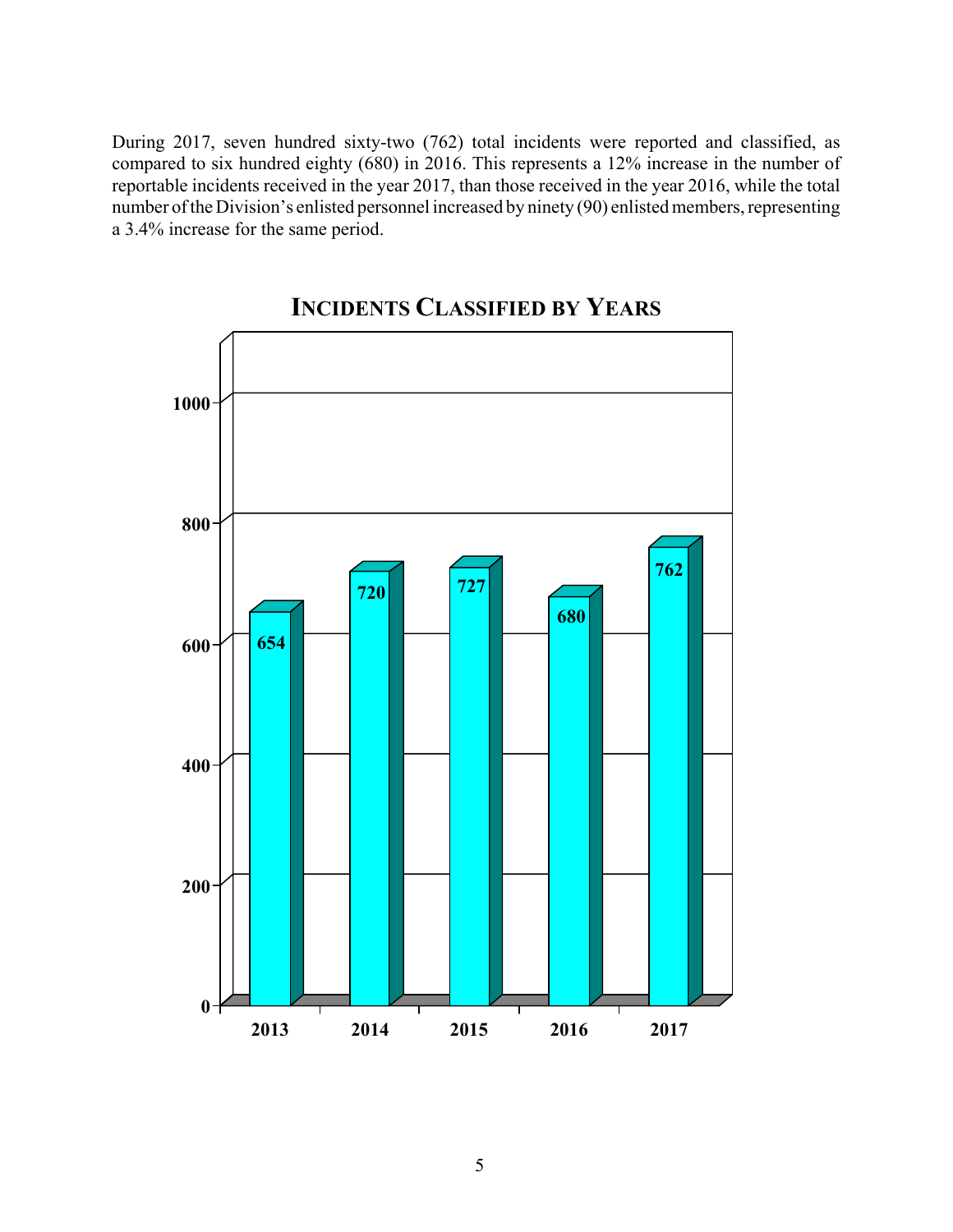During 2017, seven hundred sixty-two (762) total incidents were reported and classified, as compared to six hundred eighty (680) in 2016. This represents a 12% increase in the number of reportable incidents received in the year 2017, than those received in the year 2016, while the total number of the Division's enlisted personnel increased by ninety (90) enlisted members, representing a 3.4% increase for the same period.

## INCIDENTS CLASSIFIED BY YEARS

| Year | Incidents |
|---|---|
| 2013 | 654 |
| 2014 | 720 |
| 2015 | 727 |
| 2016 | 680 |
| 2017 | 762 |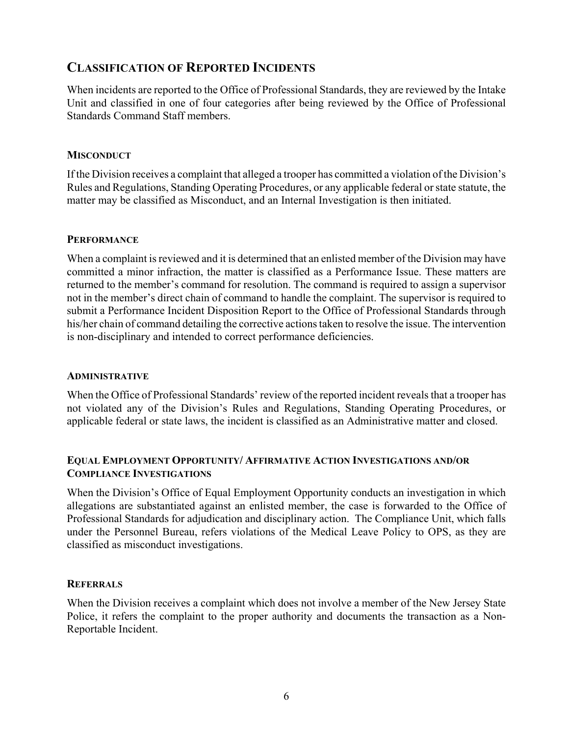## Classification of Reported Incidents

When incidents are reported to the Office of Professional Standards, they are reviewed by the Intake Unit and classified in one of four categories after being reviewed by the Office of Professional Standards Command Staff members.

### Misconduct

If the Division receives a complaint that alleged a trooper has committed a violation of the Division's Rules and Regulations, Standing Operating Procedures, or any applicable federal or state statute, the matter may be classified as Misconduct, and an Internal Investigation is then initiated.

### Performance

When a complaint is reviewed and it is determined that an enlisted member of the Division may have committed a minor infraction, the matter is classified as a Performance Issue. These matters are returned to the member's command for resolution. The command is required to assign a supervisor not in the member's direct chain of command to handle the complaint. The supervisor is required to submit a Performance Incident Disposition Report to the Office of Professional Standards through his/her chain of command detailing the corrective actions taken to resolve the issue. The intervention is non-disciplinary and intended to correct performance deficiencies.

### Administrative

When the Office of Professional Standards' review of the reported incident reveals that a trooper has not violated any of the Division's Rules and Regulations, Standing Operating Procedures, or applicable federal or state laws, the incident is classified as an Administrative matter and closed.

### Equal Employment Opportunity/ Affirmative Action Investigations and/or Compliance Investigations

When the Division's Office of Equal Employment Opportunity conducts an investigation in which allegations are substantiated against an enlisted member, the case is forwarded to the Office of Professional Standards for adjudication and disciplinary action. The Compliance Unit, which falls under the Personnel Bureau, refers violations of the Medical Leave Policy to OPS, as they are classified as misconduct investigations.

### Referrals

When the Division receives a complaint which does not involve a member of the New Jersey State Police, it refers the complaint to the proper authority and documents the transaction as a Non-Reportable Incident.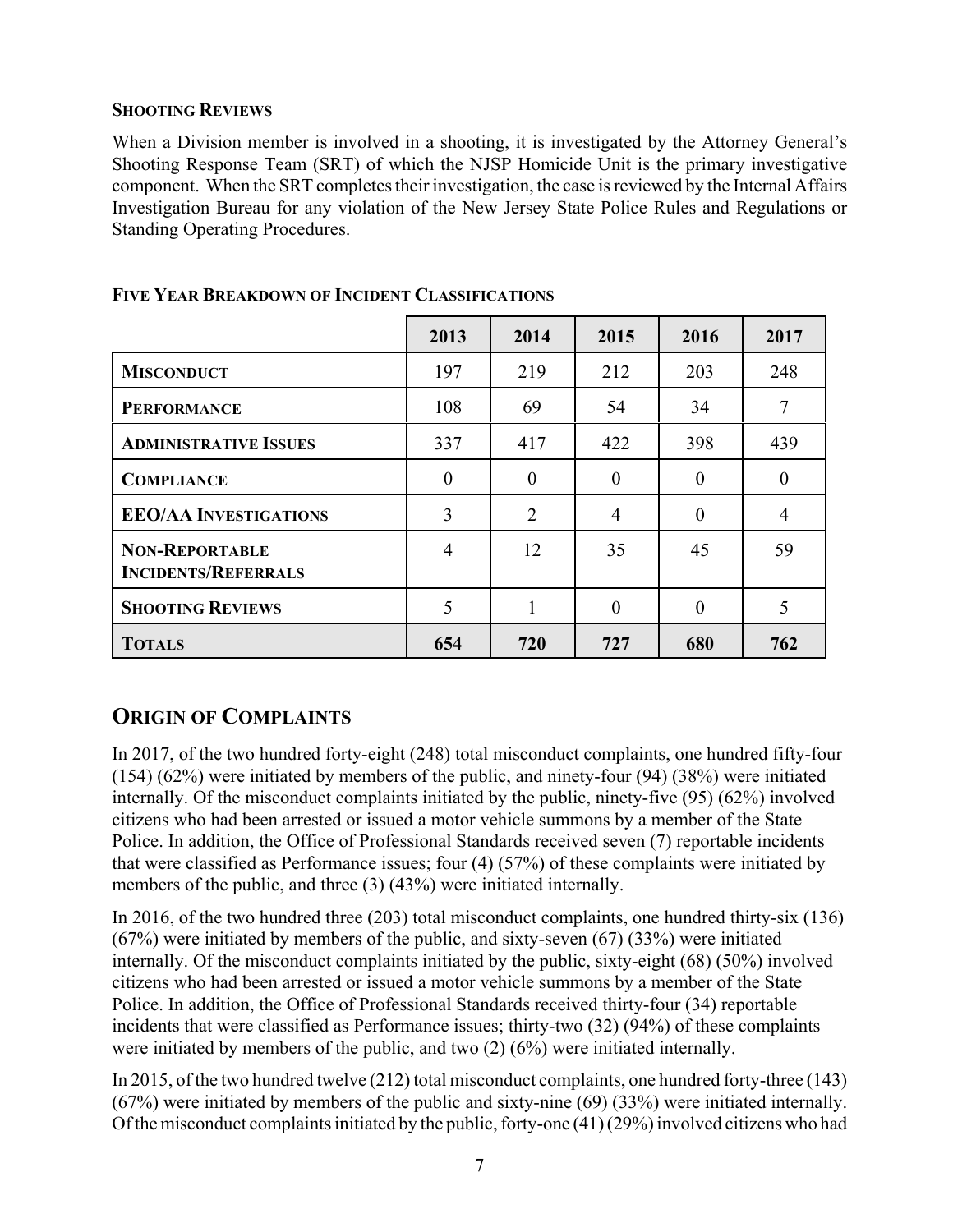**SHOOTING REVIEWS**

When a Division member is involved in a shooting, it is investigated by the Attorney General's Shooting Response Team (SRT) of which the NJSP Homicide Unit is the primary investigative component. When the SRT completes their investigation, the case is reviewed by the Internal Affairs Investigation Bureau for any violation of the New Jersey State Police Rules and Regulations or Standing Operating Procedures.

**FIVE YEAR BREAKDOWN OF INCIDENT CLASSIFICATIONS**

| | 2013 | 2014 | 2015 | 2016 | 2017 |
|---|---|---|---|---|---|
| **MISCONDUCT** | 197 | 219 | 212 | 203 | 248 |
| **PERFORMANCE** | 108 | 69 | 54 | 34 | 7 |
| **ADMINISTRATIVE ISSUES** | 337 | 417 | 422 | 398 | 439 |
| **COMPLIANCE** | 0 | 0 | 0 | 0 | 0 |
| **EEO/AA INVESTIGATIONS** | 3 | 2 | 4 | 0 | 4 |
| **NON-REPORTABLE INCIDENTS/REFERRALS** | 4 | 12 | 35 | 45 | 59 |
| **SHOOTING REVIEWS** | 5 | 1 | 0 | 0 | 5 |
| **TOTALS** | **654** | **720** | **727** | **680** | **762** |

## ORIGIN OF COMPLAINTS

In 2017, of the two hundred forty-eight (248) total misconduct complaints, one hundred fifty-four (154) (62%) were initiated by members of the public, and ninety-four (94) (38%) were initiated internally. Of the misconduct complaints initiated by the public, ninety-five (95) (62%) involved citizens who had been arrested or issued a motor vehicle summons by a member of the State Police. In addition, the Office of Professional Standards received seven (7) reportable incidents that were classified as Performance issues; four (4) (57%) of these complaints were initiated by members of the public, and three (3) (43%) were initiated internally.

In 2016, of the two hundred three (203) total misconduct complaints, one hundred thirty-six (136) (67%) were initiated by members of the public, and sixty-seven (67) (33%) were initiated internally. Of the misconduct complaints initiated by the public, sixty-eight (68) (50%) involved citizens who had been arrested or issued a motor vehicle summons by a member of the State Police. In addition, the Office of Professional Standards received thirty-four (34) reportable incidents that were classified as Performance issues; thirty-two (32) (94%) of these complaints were initiated by members of the public, and two (2) (6%) were initiated internally.

In 2015, of the two hundred twelve (212) total misconduct complaints, one hundred forty-three (143) (67%) were initiated by members of the public and sixty-nine (69) (33%) were initiated internally. Of the misconduct complaints initiated by the public, forty-one (41) (29%) involved citizens who had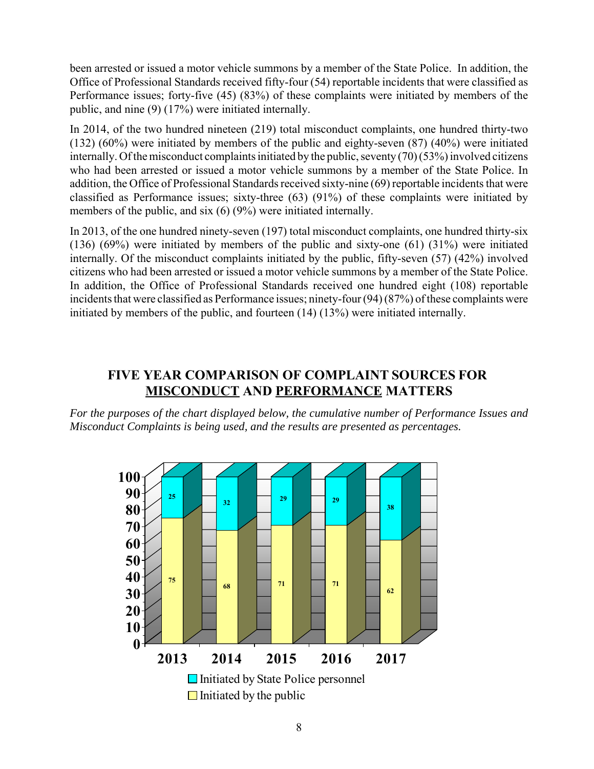been arrested or issued a motor vehicle summons by a member of the State Police. In addition, the Office of Professional Standards received fifty-four (54) reportable incidents that were classified as Performance issues; forty-five (45) (83%) of these complaints were initiated by members of the public, and nine (9) (17%) were initiated internally.

In 2014, of the two hundred nineteen (219) total misconduct complaints, one hundred thirty-two (132) (60%) were initiated by members of the public and eighty-seven (87) (40%) were initiated internally. Of the misconduct complaints initiated by the public, seventy (70) (53%) involved citizens who had been arrested or issued a motor vehicle summons by a member of the State Police. In addition, the Office of Professional Standards received sixty-nine (69) reportable incidents that were classified as Performance issues; sixty-three (63) (91%) of these complaints were initiated by members of the public, and six (6) (9%) were initiated internally.

In 2013, of the one hundred ninety-seven (197) total misconduct complaints, one hundred thirty-six (136) (69%) were initiated by members of the public and sixty-one (61) (31%) were initiated internally. Of the misconduct complaints initiated by the public, fifty-seven (57) (42%) involved citizens who had been arrested or issued a motor vehicle summons by a member of the State Police. In addition, the Office of Professional Standards received one hundred eight (108) reportable incidents that were classified as Performance issues; ninety-four (94) (87%) of these complaints were initiated by members of the public, and fourteen (14) (13%) were initiated internally.

## FIVE YEAR COMPARISON OF COMPLAINT SOURCES FOR MISCONDUCT AND PERFORMANCE MATTERS

*For the purposes of the chart displayed below, the cumulative number of Performance Issues and Misconduct Complaints is being used, and the results are presented as percentages.*

| | 2013 | 2014 | 2015 | 2016 | 2017 |
|---|---|---|---|---|---|
| Initiated by State Police personnel | 25 | 32 | 29 | 29 | 38 |
| Initiated by the public | 75 | 68 | 71 | 71 | 62 |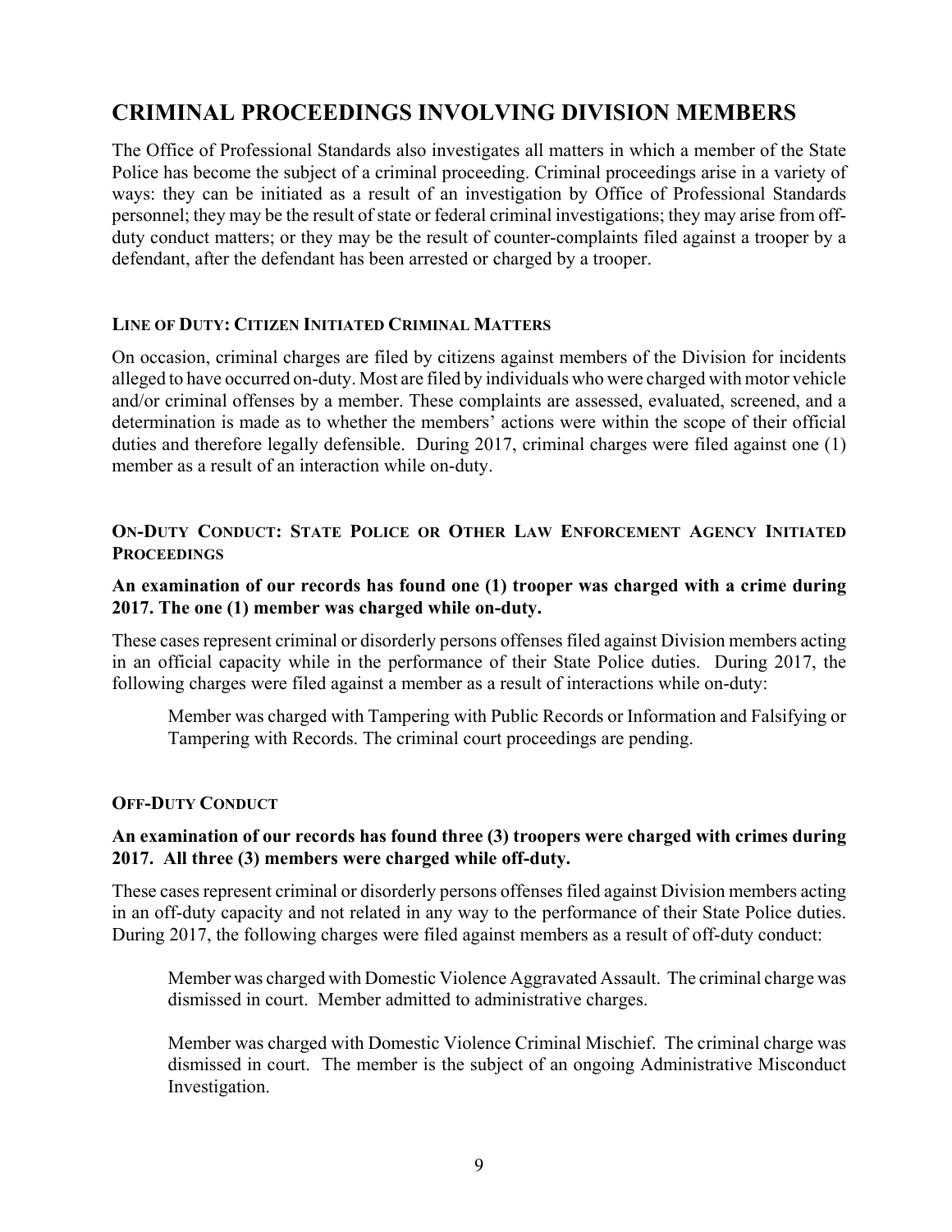## CRIMINAL PROCEEDINGS INVOLVING DIVISION MEMBERS

The Office of Professional Standards also investigates all matters in which a member of the State Police has become the subject of a criminal proceeding. Criminal proceedings arise in a variety of ways: they can be initiated as a result of an investigation by Office of Professional Standards personnel; they may be the result of state or federal criminal investigations; they may arise from off-duty conduct matters; or they may be the result of counter-complaints filed against a trooper by a defendant, after the defendant has been arrested or charged by a trooper.

#### LINE OF DUTY: CITIZEN INITIATED CRIMINAL MATTERS

On occasion, criminal charges are filed by citizens against members of the Division for incidents alleged to have occurred on-duty. Most are filed by individuals who were charged with motor vehicle and/or criminal offenses by a member. These complaints are assessed, evaluated, screened, and a determination is made as to whether the members' actions were within the scope of their official duties and therefore legally defensible. During 2017, criminal charges were filed against one (1) member as a result of an interaction while on-duty.

#### ON-DUTY CONDUCT: STATE POLICE OR OTHER LAW ENFORCEMENT AGENCY INITIATED PROCEEDINGS

**An examination of our records has found one (1) trooper was charged with a crime during 2017. The one (1) member was charged while on-duty.**

These cases represent criminal or disorderly persons offenses filed against Division members acting in an official capacity while in the performance of their State Police duties. During 2017, the following charges were filed against a member as a result of interactions while on-duty:

> Member was charged with Tampering with Public Records or Information and Falsifying or Tampering with Records. The criminal court proceedings are pending.

#### OFF-DUTY CONDUCT

**An examination of our records has found three (3) troopers were charged with crimes during 2017. All three (3) members were charged while off-duty.**

These cases represent criminal or disorderly persons offenses filed against Division members acting in an off-duty capacity and not related in any way to the performance of their State Police duties. During 2017, the following charges were filed against members as a result of off-duty conduct:

> Member was charged with Domestic Violence Aggravated Assault. The criminal charge was dismissed in court. Member admitted to administrative charges.

> Member was charged with Domestic Violence Criminal Mischief. The criminal charge was dismissed in court. The member is the subject of an ongoing Administrative Misconduct Investigation.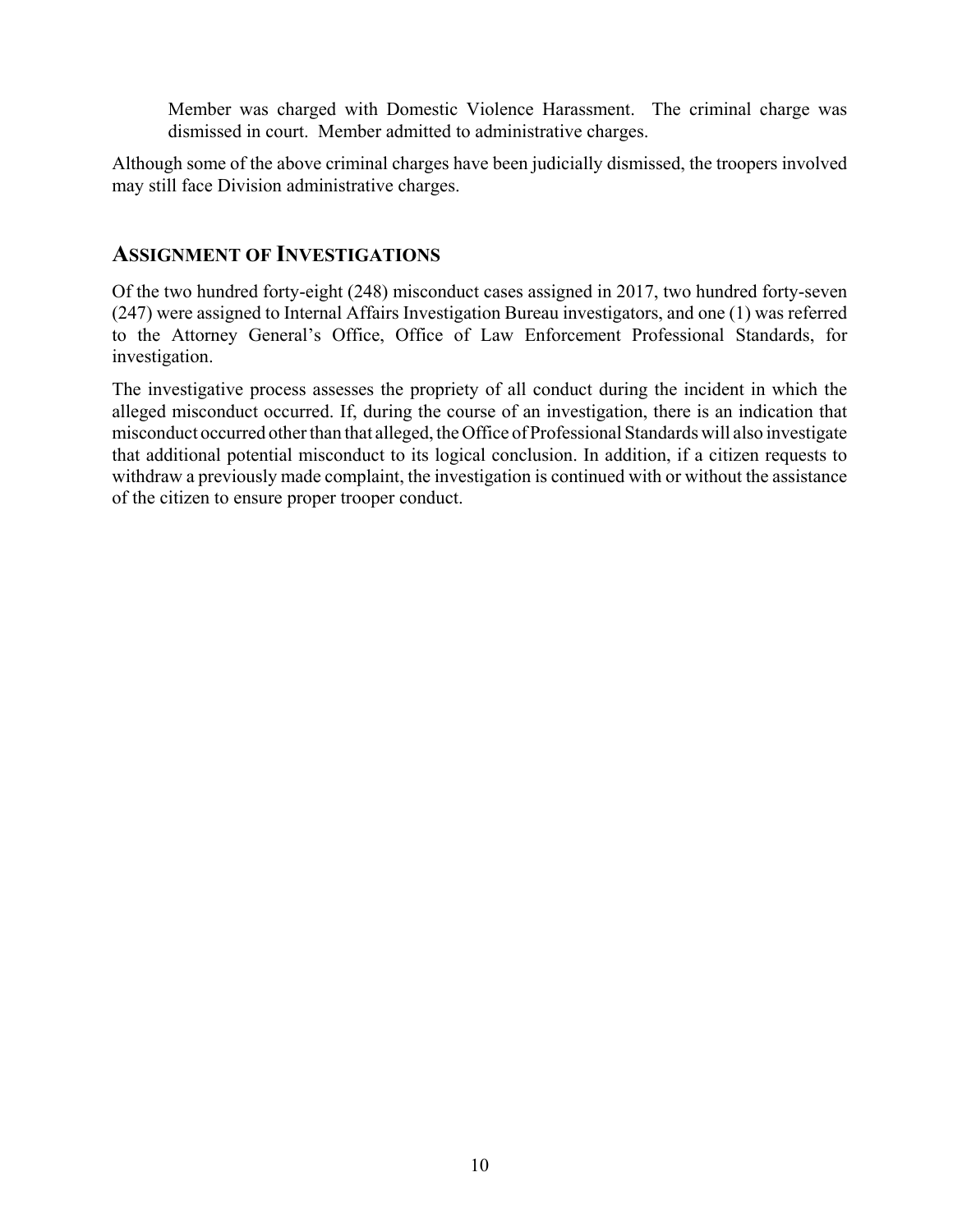Member was charged with Domestic Violence Harassment. The criminal charge was dismissed in court. Member admitted to administrative charges.

Although some of the above criminal charges have been judicially dismissed, the troopers involved may still face Division administrative charges.

## ASSIGNMENT OF INVESTIGATIONS

Of the two hundred forty-eight (248) misconduct cases assigned in 2017, two hundred forty-seven (247) were assigned to Internal Affairs Investigation Bureau investigators, and one (1) was referred to the Attorney General's Office, Office of Law Enforcement Professional Standards, for investigation.

The investigative process assesses the propriety of all conduct during the incident in which the alleged misconduct occurred. If, during the course of an investigation, there is an indication that misconduct occurred other than that alleged, the Office of Professional Standards will also investigate that additional potential misconduct to its logical conclusion. In addition, if a citizen requests to withdraw a previously made complaint, the investigation is continued with or without the assistance of the citizen to ensure proper trooper conduct.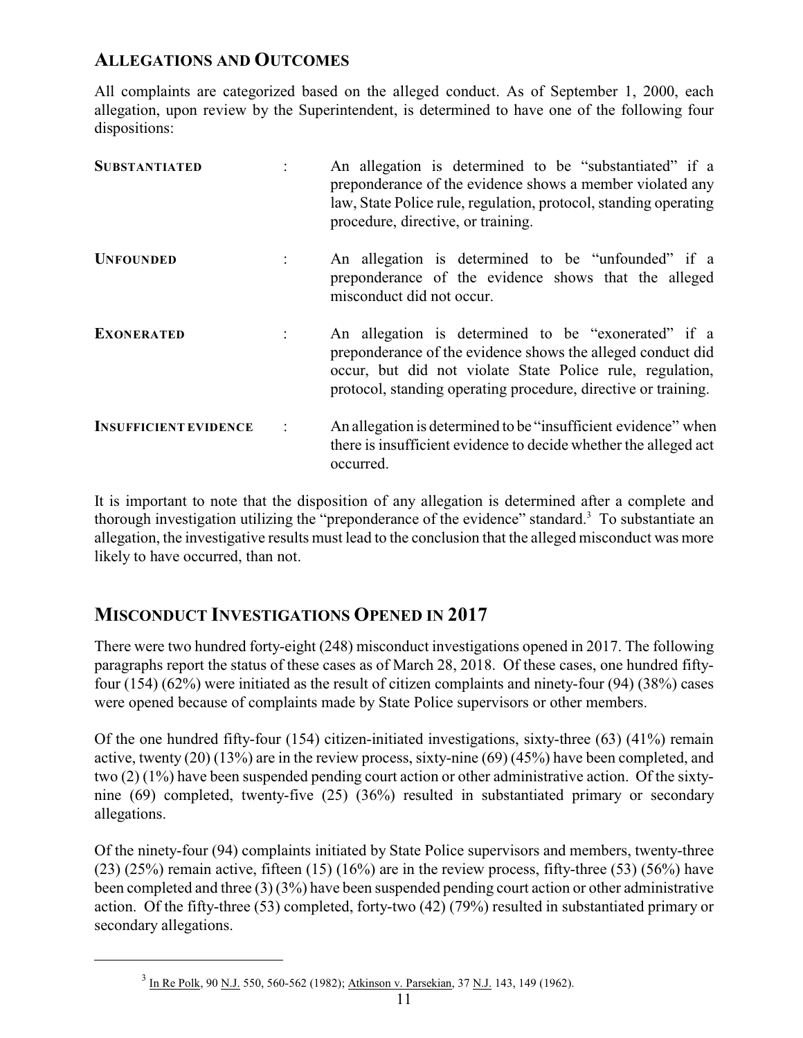## ALLEGATIONS AND OUTCOMES

All complaints are categorized based on the alleged conduct. As of September 1, 2000, each allegation, upon review by the Superintendent, is determined to have one of the following four dispositions:

**SUBSTANTIATED** : An allegation is determined to be "substantiated" if a preponderance of the evidence shows a member violated any law, State Police rule, regulation, protocol, standing operating procedure, directive, or training.

**UNFOUNDED** : An allegation is determined to be "unfounded" if a preponderance of the evidence shows that the alleged misconduct did not occur.

**EXONERATED** : An allegation is determined to be "exonerated" if a preponderance of the evidence shows the alleged conduct did occur, but did not violate State Police rule, regulation, protocol, standing operating procedure, directive or training.

**INSUFFICIENT EVIDENCE** : An allegation is determined to be "insufficient evidence" when there is insufficient evidence to decide whether the alleged act occurred.

It is important to note that the disposition of any allegation is determined after a complete and thorough investigation utilizing the "preponderance of the evidence" standard.[3] To substantiate an allegation, the investigative results must lead to the conclusion that the alleged misconduct was more likely to have occurred, than not.

## MISCONDUCT INVESTIGATIONS OPENED IN 2017

There were two hundred forty-eight (248) misconduct investigations opened in 2017. The following paragraphs report the status of these cases as of March 28, 2018. Of these cases, one hundred fifty-four (154) (62%) were initiated as the result of citizen complaints and ninety-four (94) (38%) cases were opened because of complaints made by State Police supervisors or other members.

Of the one hundred fifty-four (154) citizen-initiated investigations, sixty-three (63) (41%) remain active, twenty (20) (13%) are in the review process, sixty-nine (69) (45%) have been completed, and two (2) (1%) have been suspended pending court action or other administrative action. Of the sixty-nine (69) completed, twenty-five (25) (36%) resulted in substantiated primary or secondary allegations.

Of the ninety-four (94) complaints initiated by State Police supervisors and members, twenty-three (23) (25%) remain active, fifteen (15) (16%) are in the review process, fifty-three (53) (56%) have been completed and three (3) (3%) have been suspended pending court action or other administrative action. Of the fifty-three (53) completed, forty-two (42) (79%) resulted in substantiated primary or secondary allegations.

---

[3] In Re Polk, 90 N.J. 550, 560-562 (1982); Atkinson v. Parsekian, 37 N.J. 143, 149 (1962).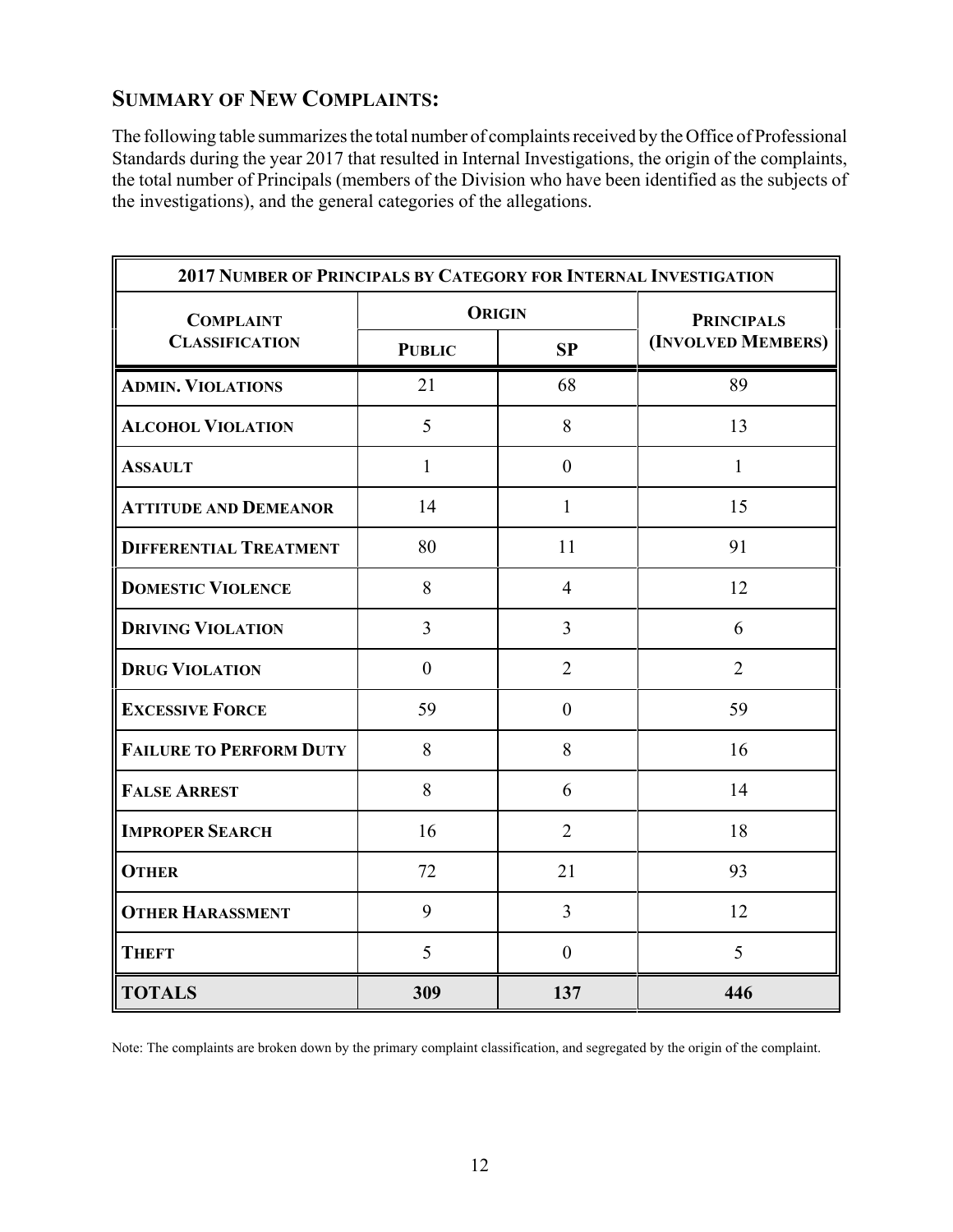## Summary of New Complaints:

The following table summarizes the total number of complaints received by the Office of Professional Standards during the year 2017 that resulted in Internal Investigations, the origin of the complaints, the total number of Principals (members of the Division who have been identified as the subjects of the investigations), and the general categories of the allegations.

| 2017 Number of Principals by Category for Internal Investigation | | | |
|---|---|---|---|
| **Complaint Classification** | **Origin** | | **Principals (Involved Members)** |
| | **Public** | **SP** | |
| **Admin. Violations** | 21 | 68 | 89 |
| **Alcohol Violation** | 5 | 8 | 13 |
| **Assault** | 1 | 0 | 1 |
| **Attitude and Demeanor** | 14 | 1 | 15 |
| **Differential Treatment** | 80 | 11 | 91 |
| **Domestic Violence** | 8 | 4 | 12 |
| **Driving Violation** | 3 | 3 | 6 |
| **Drug Violation** | 0 | 2 | 2 |
| **Excessive Force** | 59 | 0 | 59 |
| **Failure to Perform Duty** | 8 | 8 | 16 |
| **False Arrest** | 8 | 6 | 14 |
| **Improper Search** | 16 | 2 | 18 |
| **Other** | 72 | 21 | 93 |
| **Other Harassment** | 9 | 3 | 12 |
| **Theft** | 5 | 0 | 5 |
| **TOTALS** | **309** | **137** | **446** |

Note: The complaints are broken down by the primary complaint classification, and segregated by the origin of the complaint.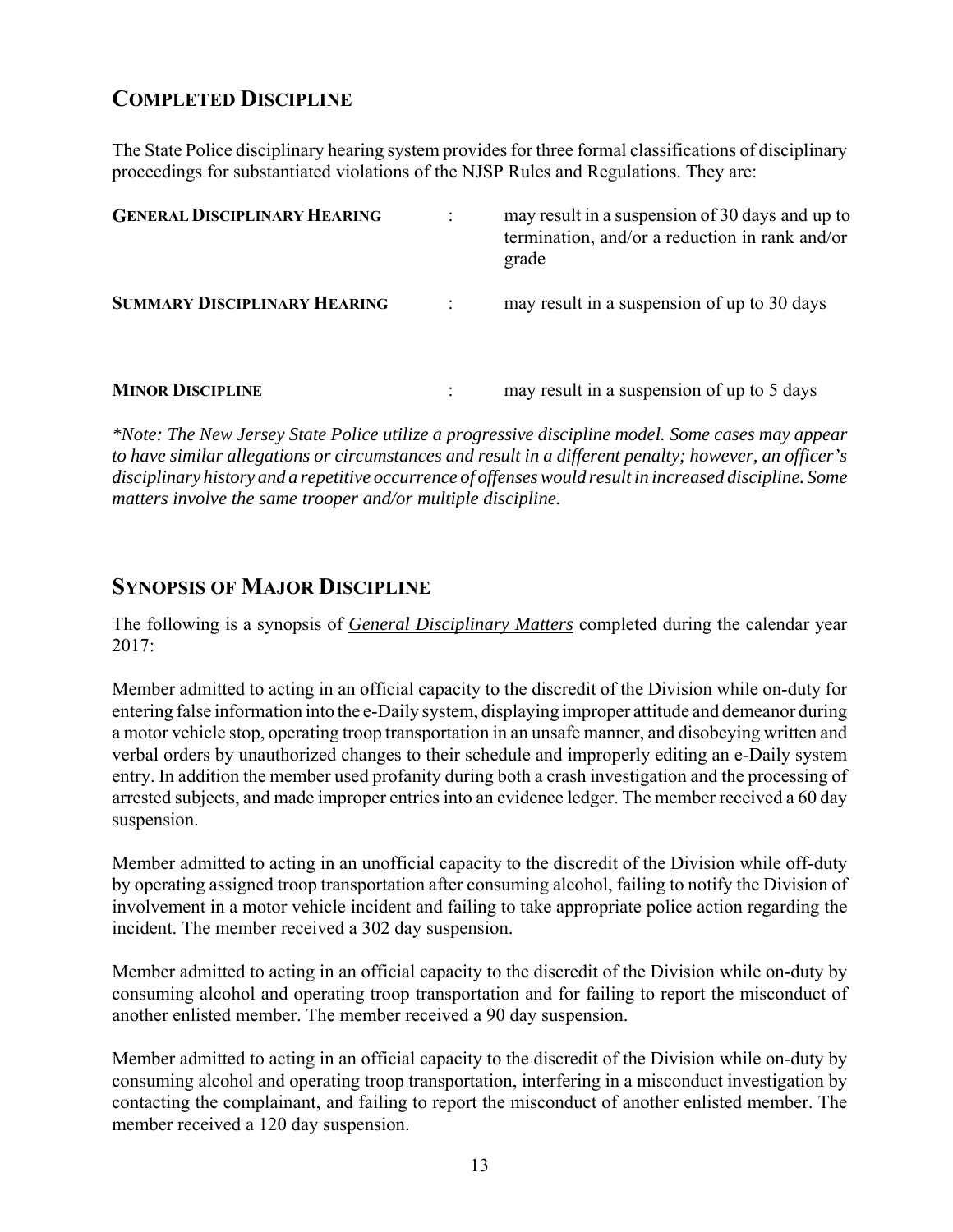## COMPLETED DISCIPLINE

The State Police disciplinary hearing system provides for three formal classifications of disciplinary proceedings for substantiated violations of the NJSP Rules and Regulations. They are:

| | | |
|---|---|---|
| **GENERAL DISCIPLINARY HEARING** | : | may result in a suspension of 30 days and up to termination, and/or a reduction in rank and/or grade |
| **SUMMARY DISCIPLINARY HEARING** | : | may result in a suspension of up to 30 days |
| **MINOR DISCIPLINE** | : | may result in a suspension of up to 5 days |

*\*Note: The New Jersey State Police utilize a progressive discipline model. Some cases may appear to have similar allegations or circumstances and result in a different penalty; however, an officer's disciplinary history and a repetitive occurrence of offenses would result in increased discipline. Some matters involve the same trooper and/or multiple discipline.*

## SYNOPSIS OF MAJOR DISCIPLINE

The following is a synopsis of ***General Disciplinary Matters*** completed during the calendar year 2017:

Member admitted to acting in an official capacity to the discredit of the Division while on-duty for entering false information into the e-Daily system, displaying improper attitude and demeanor during a motor vehicle stop, operating troop transportation in an unsafe manner, and disobeying written and verbal orders by unauthorized changes to their schedule and improperly editing an e-Daily system entry. In addition the member used profanity during both a crash investigation and the processing of arrested subjects, and made improper entries into an evidence ledger. The member received a 60 day suspension.

Member admitted to acting in an unofficial capacity to the discredit of the Division while off-duty by operating assigned troop transportation after consuming alcohol, failing to notify the Division of involvement in a motor vehicle incident and failing to take appropriate police action regarding the incident. The member received a 302 day suspension.

Member admitted to acting in an official capacity to the discredit of the Division while on-duty by consuming alcohol and operating troop transportation and for failing to report the misconduct of another enlisted member. The member received a 90 day suspension.

Member admitted to acting in an official capacity to the discredit of the Division while on-duty by consuming alcohol and operating troop transportation, interfering in a misconduct investigation by contacting the complainant, and failing to report the misconduct of another enlisted member. The member received a 120 day suspension.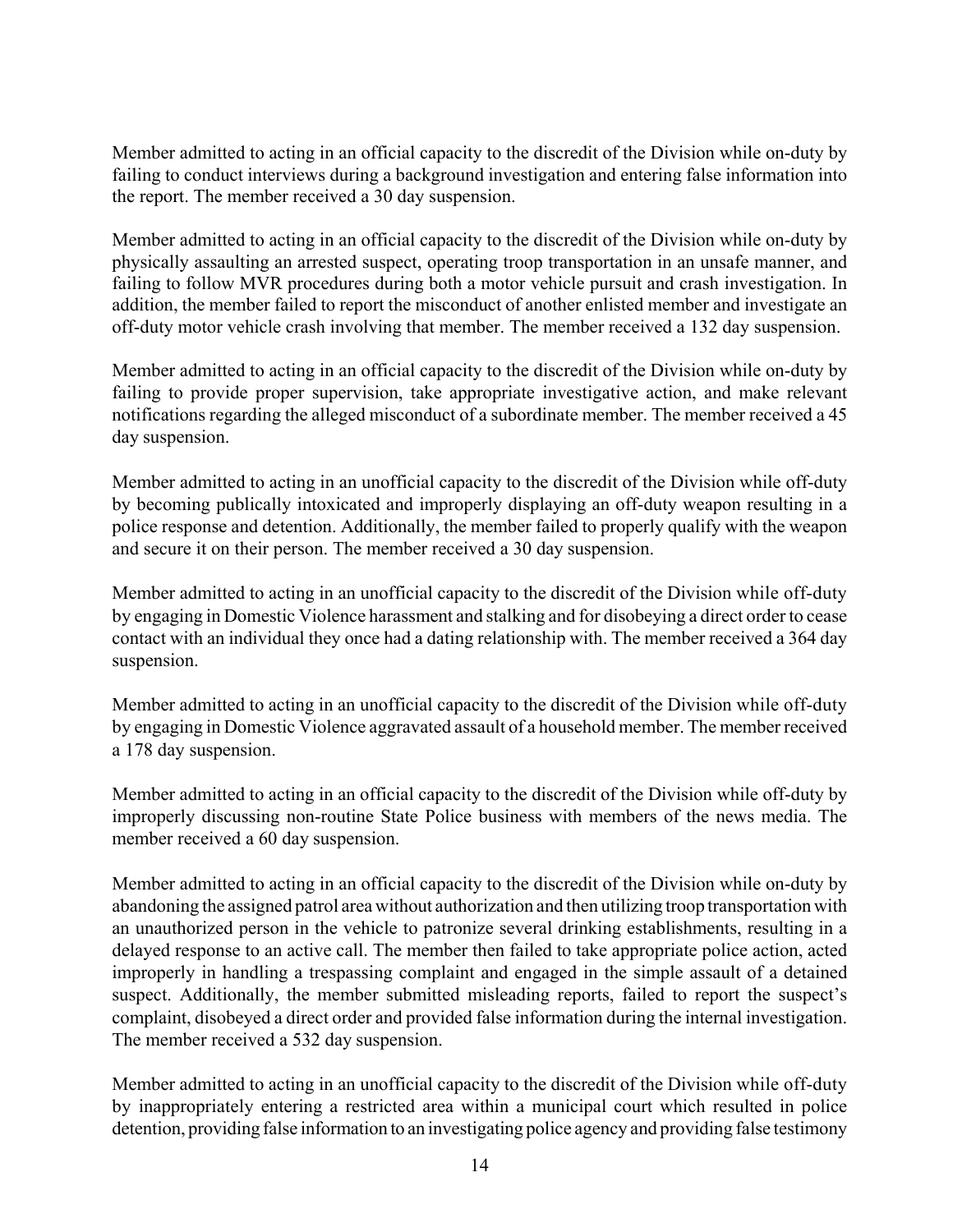Member admitted to acting in an official capacity to the discredit of the Division while on-duty by failing to conduct interviews during a background investigation and entering false information into the report. The member received a 30 day suspension.

Member admitted to acting in an official capacity to the discredit of the Division while on-duty by physically assaulting an arrested suspect, operating troop transportation in an unsafe manner, and failing to follow MVR procedures during both a motor vehicle pursuit and crash investigation. In addition, the member failed to report the misconduct of another enlisted member and investigate an off-duty motor vehicle crash involving that member. The member received a 132 day suspension.

Member admitted to acting in an official capacity to the discredit of the Division while on-duty by failing to provide proper supervision, take appropriate investigative action, and make relevant notifications regarding the alleged misconduct of a subordinate member. The member received a 45 day suspension.

Member admitted to acting in an unofficial capacity to the discredit of the Division while off-duty by becoming publically intoxicated and improperly displaying an off-duty weapon resulting in a police response and detention. Additionally, the member failed to properly qualify with the weapon and secure it on their person. The member received a 30 day suspension.

Member admitted to acting in an unofficial capacity to the discredit of the Division while off-duty by engaging in Domestic Violence harassment and stalking and for disobeying a direct order to cease contact with an individual they once had a dating relationship with. The member received a 364 day suspension.

Member admitted to acting in an unofficial capacity to the discredit of the Division while off-duty by engaging in Domestic Violence aggravated assault of a household member. The member received a 178 day suspension.

Member admitted to acting in an official capacity to the discredit of the Division while off-duty by improperly discussing non-routine State Police business with members of the news media. The member received a 60 day suspension.

Member admitted to acting in an official capacity to the discredit of the Division while on-duty by abandoning the assigned patrol area without authorization and then utilizing troop transportation with an unauthorized person in the vehicle to patronize several drinking establishments, resulting in a delayed response to an active call. The member then failed to take appropriate police action, acted improperly in handling a trespassing complaint and engaged in the simple assault of a detained suspect. Additionally, the member submitted misleading reports, failed to report the suspect's complaint, disobeyed a direct order and provided false information during the internal investigation. The member received a 532 day suspension.

Member admitted to acting in an unofficial capacity to the discredit of the Division while off-duty by inappropriately entering a restricted area within a municipal court which resulted in police detention, providing false information to an investigating police agency and providing false testimony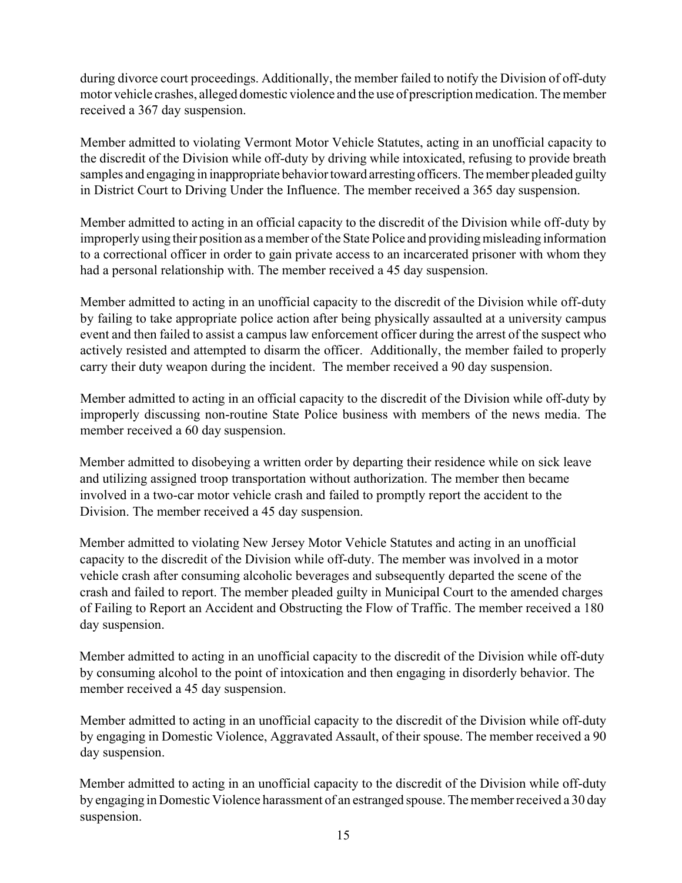during divorce court proceedings. Additionally, the member failed to notify the Division of off-duty motor vehicle crashes, alleged domestic violence and the use of prescription medication. The member received a 367 day suspension.

Member admitted to violating Vermont Motor Vehicle Statutes, acting in an unofficial capacity to the discredit of the Division while off-duty by driving while intoxicated, refusing to provide breath samples and engaging in inappropriate behavior toward arresting officers. The member pleaded guilty in District Court to Driving Under the Influence. The member received a 365 day suspension.

Member admitted to acting in an official capacity to the discredit of the Division while off-duty by improperly using their position as a member of the State Police and providing misleading information to a correctional officer in order to gain private access to an incarcerated prisoner with whom they had a personal relationship with. The member received a 45 day suspension.

Member admitted to acting in an unofficial capacity to the discredit of the Division while off-duty by failing to take appropriate police action after being physically assaulted at a university campus event and then failed to assist a campus law enforcement officer during the arrest of the suspect who actively resisted and attempted to disarm the officer. Additionally, the member failed to properly carry their duty weapon during the incident. The member received a 90 day suspension.

Member admitted to acting in an official capacity to the discredit of the Division while off-duty by improperly discussing non-routine State Police business with members of the news media. The member received a 60 day suspension.

Member admitted to disobeying a written order by departing their residence while on sick leave and utilizing assigned troop transportation without authorization. The member then became involved in a two-car motor vehicle crash and failed to promptly report the accident to the Division. The member received a 45 day suspension.

Member admitted to violating New Jersey Motor Vehicle Statutes and acting in an unofficial capacity to the discredit of the Division while off-duty. The member was involved in a motor vehicle crash after consuming alcoholic beverages and subsequently departed the scene of the crash and failed to report. The member pleaded guilty in Municipal Court to the amended charges of Failing to Report an Accident and Obstructing the Flow of Traffic. The member received a 180 day suspension.

Member admitted to acting in an unofficial capacity to the discredit of the Division while off-duty by consuming alcohol to the point of intoxication and then engaging in disorderly behavior. The member received a 45 day suspension.

Member admitted to acting in an unofficial capacity to the discredit of the Division while off-duty by engaging in Domestic Violence, Aggravated Assault, of their spouse. The member received a 90 day suspension.

Member admitted to acting in an unofficial capacity to the discredit of the Division while off-duty by engaging in Domestic Violence harassment of an estranged spouse. The member received a 30 day suspension.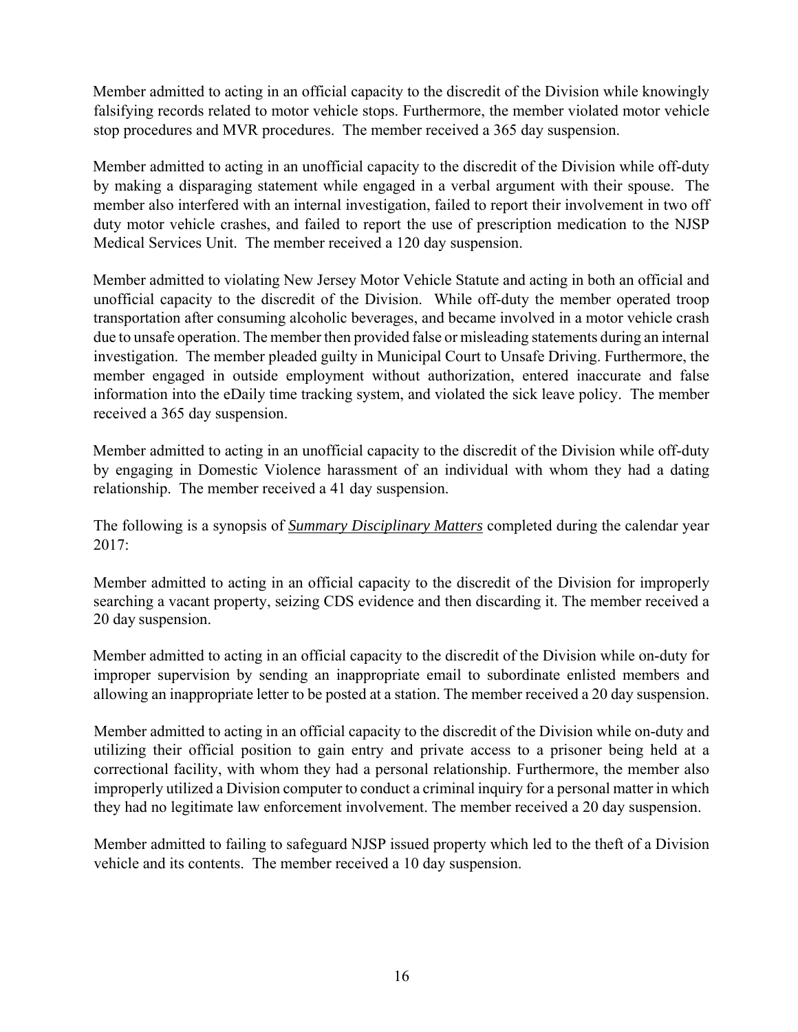Member admitted to acting in an official capacity to the discredit of the Division while knowingly falsifying records related to motor vehicle stops. Furthermore, the member violated motor vehicle stop procedures and MVR procedures. The member received a 365 day suspension.

Member admitted to acting in an unofficial capacity to the discredit of the Division while off-duty by making a disparaging statement while engaged in a verbal argument with their spouse. The member also interfered with an internal investigation, failed to report their involvement in two off duty motor vehicle crashes, and failed to report the use of prescription medication to the NJSP Medical Services Unit. The member received a 120 day suspension.

Member admitted to violating New Jersey Motor Vehicle Statute and acting in both an official and unofficial capacity to the discredit of the Division. While off-duty the member operated troop transportation after consuming alcoholic beverages, and became involved in a motor vehicle crash due to unsafe operation. The member then provided false or misleading statements during an internal investigation. The member pleaded guilty in Municipal Court to Unsafe Driving. Furthermore, the member engaged in outside employment without authorization, entered inaccurate and false information into the eDaily time tracking system, and violated the sick leave policy. The member received a 365 day suspension.

Member admitted to acting in an unofficial capacity to the discredit of the Division while off-duty by engaging in Domestic Violence harassment of an individual with whom they had a dating relationship. The member received a 41 day suspension.

The following is a synopsis of ***Summary Disciplinary Matters*** completed during the calendar year 2017:

Member admitted to acting in an official capacity to the discredit of the Division for improperly searching a vacant property, seizing CDS evidence and then discarding it. The member received a 20 day suspension.

Member admitted to acting in an official capacity to the discredit of the Division while on-duty for improper supervision by sending an inappropriate email to subordinate enlisted members and allowing an inappropriate letter to be posted at a station. The member received a 20 day suspension.

Member admitted to acting in an official capacity to the discredit of the Division while on-duty and utilizing their official position to gain entry and private access to a prisoner being held at a correctional facility, with whom they had a personal relationship. Furthermore, the member also improperly utilized a Division computer to conduct a criminal inquiry for a personal matter in which they had no legitimate law enforcement involvement. The member received a 20 day suspension.

Member admitted to failing to safeguard NJSP issued property which led to the theft of a Division vehicle and its contents. The member received a 10 day suspension.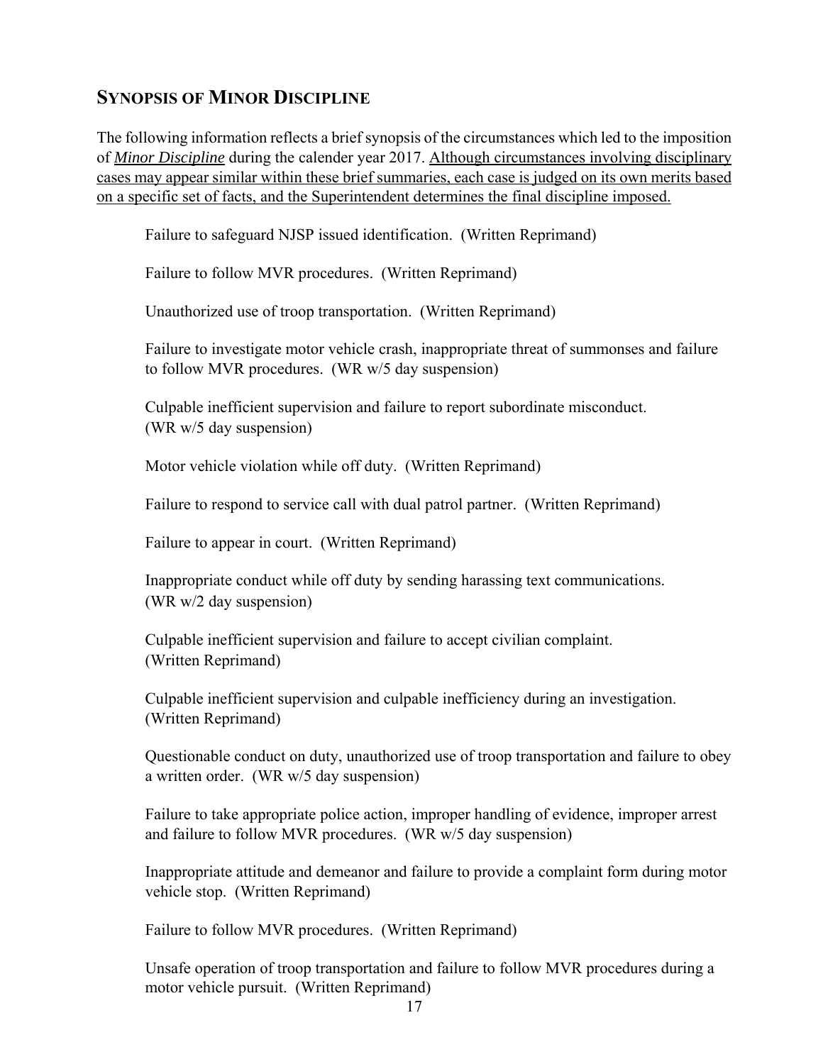## SYNOPSIS OF MINOR DISCIPLINE

The following information reflects a brief synopsis of the circumstances which led to the imposition of ***Minor Discipline*** during the calender year 2017. <u>Although circumstances involving disciplinary cases may appear similar within these brief summaries, each case is judged on its own merits based on a specific set of facts, and the Superintendent determines the final discipline imposed.</u>

Failure to safeguard NJSP issued identification. (Written Reprimand)

Failure to follow MVR procedures. (Written Reprimand)

Unauthorized use of troop transportation. (Written Reprimand)

Failure to investigate motor vehicle crash, inappropriate threat of summonses and failure to follow MVR procedures. (WR w/5 day suspension)

Culpable inefficient supervision and failure to report subordinate misconduct. (WR w/5 day suspension)

Motor vehicle violation while off duty. (Written Reprimand)

Failure to respond to service call with dual patrol partner. (Written Reprimand)

Failure to appear in court. (Written Reprimand)

Inappropriate conduct while off duty by sending harassing text communications. (WR w/2 day suspension)

Culpable inefficient supervision and failure to accept civilian complaint. (Written Reprimand)

Culpable inefficient supervision and culpable inefficiency during an investigation. (Written Reprimand)

Questionable conduct on duty, unauthorized use of troop transportation and failure to obey a written order. (WR w/5 day suspension)

Failure to take appropriate police action, improper handling of evidence, improper arrest and failure to follow MVR procedures. (WR w/5 day suspension)

Inappropriate attitude and demeanor and failure to provide a complaint form during motor vehicle stop. (Written Reprimand)

Failure to follow MVR procedures. (Written Reprimand)

Unsafe operation of troop transportation and failure to follow MVR procedures during a motor vehicle pursuit. (Written Reprimand)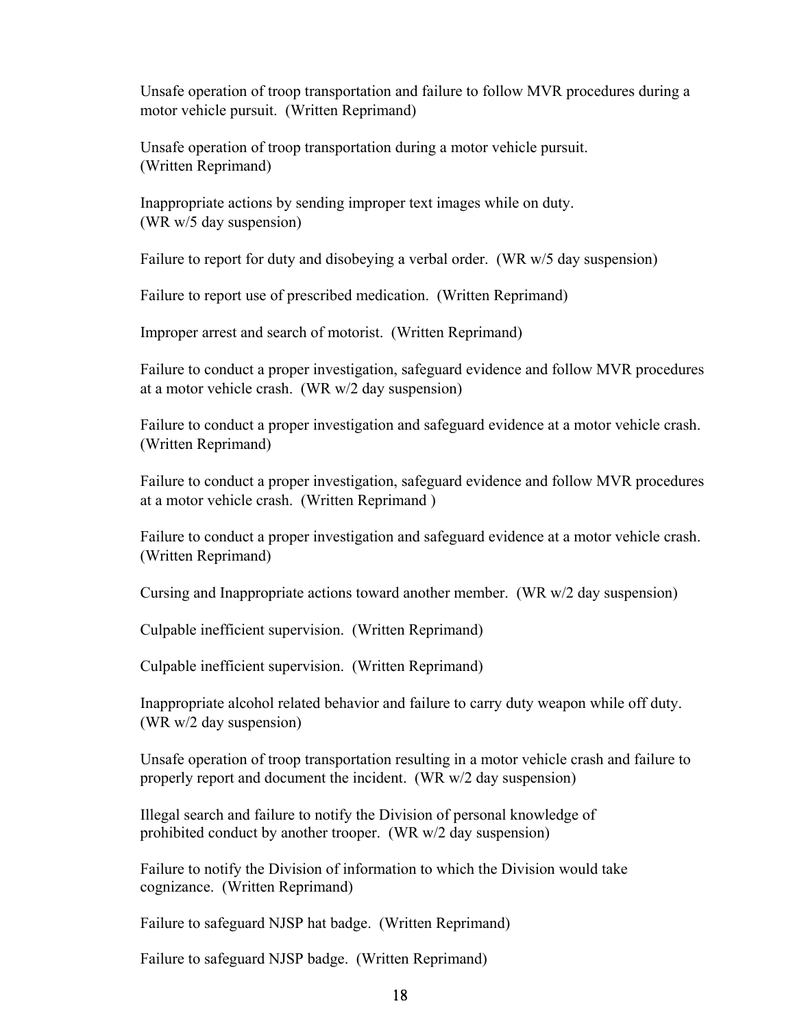Unsafe operation of troop transportation and failure to follow MVR procedures during a motor vehicle pursuit. (Written Reprimand)

Unsafe operation of troop transportation during a motor vehicle pursuit. (Written Reprimand)

Inappropriate actions by sending improper text images while on duty. (WR w/5 day suspension)

Failure to report for duty and disobeying a verbal order. (WR w/5 day suspension)

Failure to report use of prescribed medication. (Written Reprimand)

Improper arrest and search of motorist. (Written Reprimand)

Failure to conduct a proper investigation, safeguard evidence and follow MVR procedures at a motor vehicle crash. (WR w/2 day suspension)

Failure to conduct a proper investigation and safeguard evidence at a motor vehicle crash. (Written Reprimand)

Failure to conduct a proper investigation, safeguard evidence and follow MVR procedures at a motor vehicle crash. (Written Reprimand )

Failure to conduct a proper investigation and safeguard evidence at a motor vehicle crash. (Written Reprimand)

Cursing and Inappropriate actions toward another member. (WR w/2 day suspension)

Culpable inefficient supervision. (Written Reprimand)

Culpable inefficient supervision. (Written Reprimand)

Inappropriate alcohol related behavior and failure to carry duty weapon while off duty. (WR w/2 day suspension)

Unsafe operation of troop transportation resulting in a motor vehicle crash and failure to properly report and document the incident. (WR w/2 day suspension)

Illegal search and failure to notify the Division of personal knowledge of prohibited conduct by another trooper. (WR w/2 day suspension)

Failure to notify the Division of information to which the Division would take cognizance. (Written Reprimand)

Failure to safeguard NJSP hat badge. (Written Reprimand)

Failure to safeguard NJSP badge. (Written Reprimand)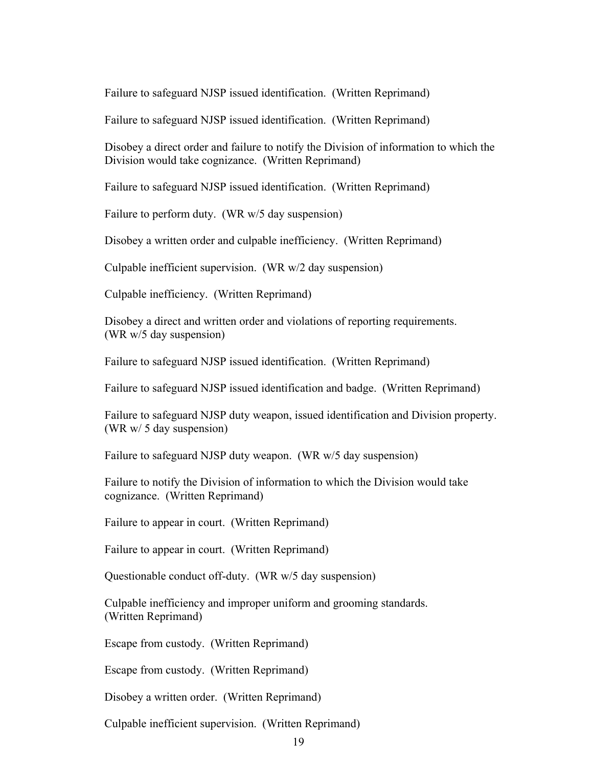Failure to safeguard NJSP issued identification. (Written Reprimand)

Failure to safeguard NJSP issued identification. (Written Reprimand)

Disobey a direct order and failure to notify the Division of information to which the Division would take cognizance. (Written Reprimand)

Failure to safeguard NJSP issued identification. (Written Reprimand)

Failure to perform duty. (WR w/5 day suspension)

Disobey a written order and culpable inefficiency. (Written Reprimand)

Culpable inefficient supervision. (WR w/2 day suspension)

Culpable inefficiency. (Written Reprimand)

Disobey a direct and written order and violations of reporting requirements. (WR w/5 day suspension)

Failure to safeguard NJSP issued identification. (Written Reprimand)

Failure to safeguard NJSP issued identification and badge. (Written Reprimand)

Failure to safeguard NJSP duty weapon, issued identification and Division property. (WR w/ 5 day suspension)

Failure to safeguard NJSP duty weapon. (WR w/5 day suspension)

Failure to notify the Division of information to which the Division would take cognizance. (Written Reprimand)

Failure to appear in court. (Written Reprimand)

Failure to appear in court. (Written Reprimand)

Questionable conduct off-duty. (WR w/5 day suspension)

Culpable inefficiency and improper uniform and grooming standards. (Written Reprimand)

Escape from custody. (Written Reprimand)

Escape from custody. (Written Reprimand)

Disobey a written order. (Written Reprimand)

Culpable inefficient supervision. (Written Reprimand)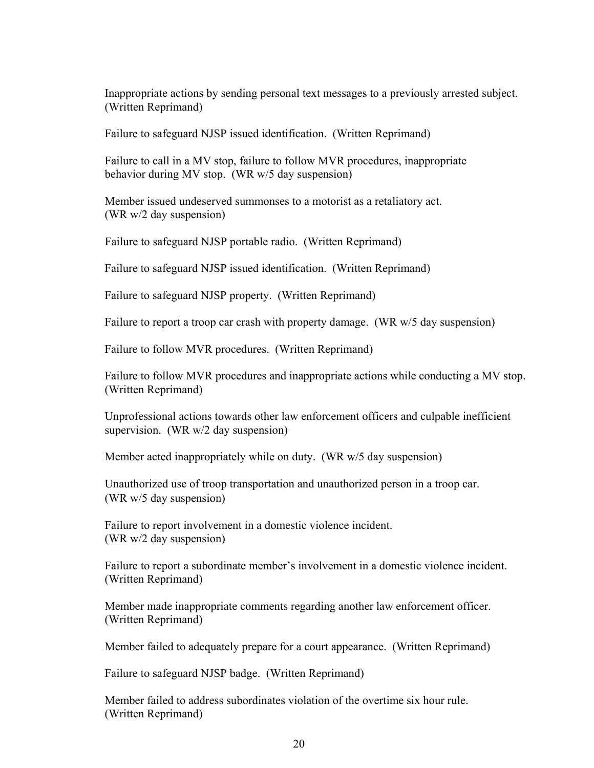Inappropriate actions by sending personal text messages to a previously arrested subject. (Written Reprimand)

Failure to safeguard NJSP issued identification. (Written Reprimand)

Failure to call in a MV stop, failure to follow MVR procedures, inappropriate behavior during MV stop. (WR w/5 day suspension)

Member issued undeserved summonses to a motorist as a retaliatory act. (WR w/2 day suspension)

Failure to safeguard NJSP portable radio. (Written Reprimand)

Failure to safeguard NJSP issued identification. (Written Reprimand)

Failure to safeguard NJSP property. (Written Reprimand)

Failure to report a troop car crash with property damage. (WR w/5 day suspension)

Failure to follow MVR procedures. (Written Reprimand)

Failure to follow MVR procedures and inappropriate actions while conducting a MV stop. (Written Reprimand)

Unprofessional actions towards other law enforcement officers and culpable inefficient supervision. (WR w/2 day suspension)

Member acted inappropriately while on duty. (WR w/5 day suspension)

Unauthorized use of troop transportation and unauthorized person in a troop car. (WR w/5 day suspension)

Failure to report involvement in a domestic violence incident. (WR w/2 day suspension)

Failure to report a subordinate member's involvement in a domestic violence incident. (Written Reprimand)

Member made inappropriate comments regarding another law enforcement officer. (Written Reprimand)

Member failed to adequately prepare for a court appearance. (Written Reprimand)

Failure to safeguard NJSP badge. (Written Reprimand)

Member failed to address subordinates violation of the overtime six hour rule. (Written Reprimand)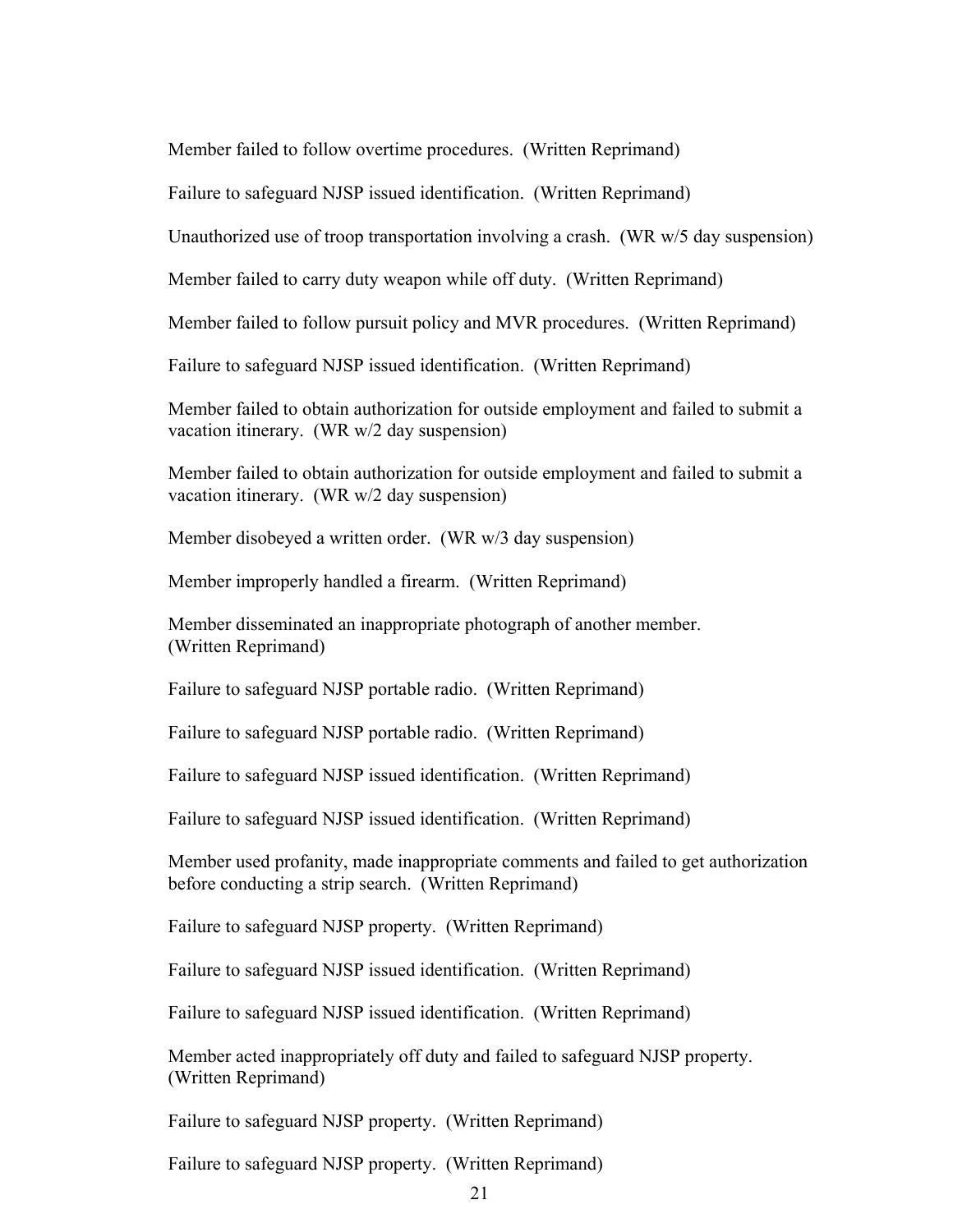Member failed to follow overtime procedures. (Written Reprimand)

Failure to safeguard NJSP issued identification. (Written Reprimand)

Unauthorized use of troop transportation involving a crash. (WR w/5 day suspension)

Member failed to carry duty weapon while off duty. (Written Reprimand)

Member failed to follow pursuit policy and MVR procedures. (Written Reprimand)

Failure to safeguard NJSP issued identification. (Written Reprimand)

Member failed to obtain authorization for outside employment and failed to submit a vacation itinerary. (WR w/2 day suspension)

Member failed to obtain authorization for outside employment and failed to submit a vacation itinerary. (WR w/2 day suspension)

Member disobeyed a written order. (WR w/3 day suspension)

Member improperly handled a firearm. (Written Reprimand)

Member disseminated an inappropriate photograph of another member. (Written Reprimand)

Failure to safeguard NJSP portable radio. (Written Reprimand)

Failure to safeguard NJSP portable radio. (Written Reprimand)

Failure to safeguard NJSP issued identification. (Written Reprimand)

Failure to safeguard NJSP issued identification. (Written Reprimand)

Member used profanity, made inappropriate comments and failed to get authorization before conducting a strip search. (Written Reprimand)

Failure to safeguard NJSP property. (Written Reprimand)

Failure to safeguard NJSP issued identification. (Written Reprimand)

Failure to safeguard NJSP issued identification. (Written Reprimand)

Member acted inappropriately off duty and failed to safeguard NJSP property. (Written Reprimand)

Failure to safeguard NJSP property. (Written Reprimand)

Failure to safeguard NJSP property. (Written Reprimand)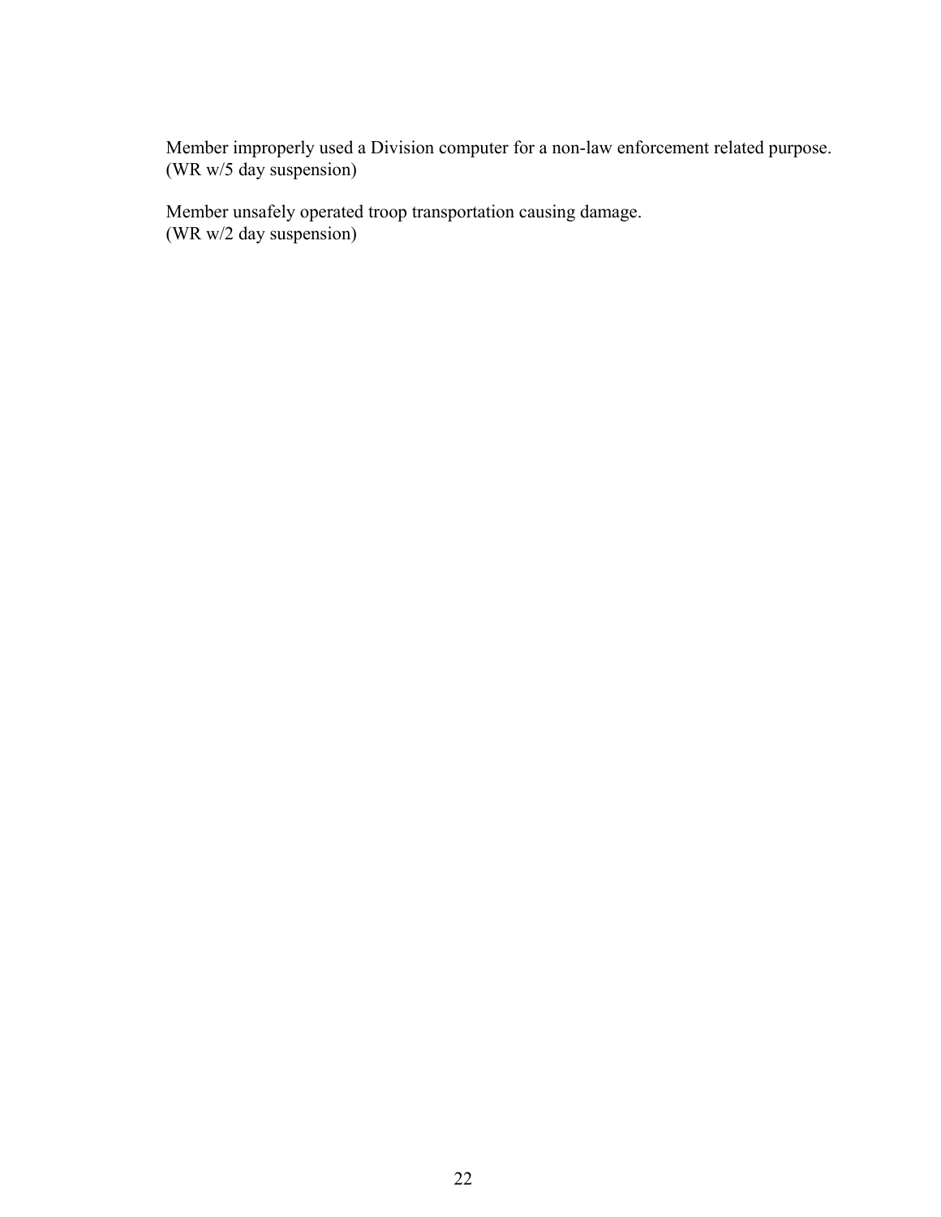Member improperly used a Division computer for a non-law enforcement related purpose.
(WR w/5 day suspension)

Member unsafely operated troop transportation causing damage.
(WR w/2 day suspension)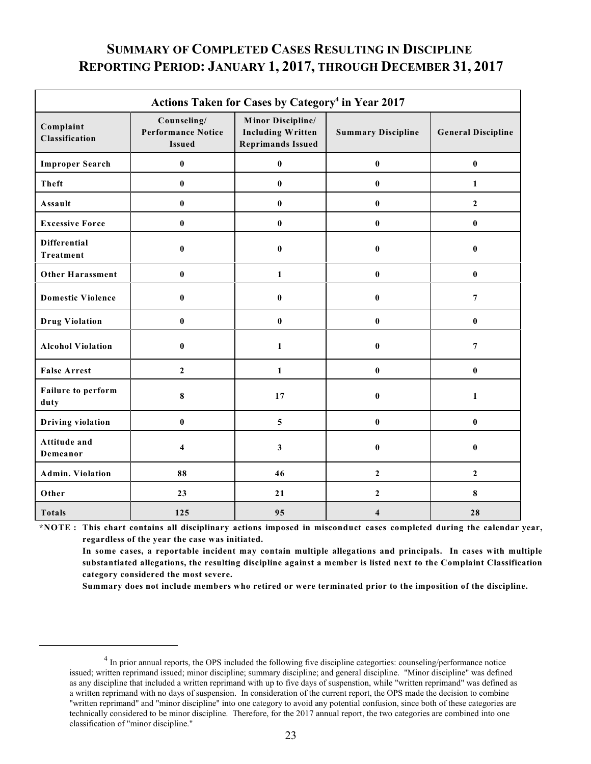# SUMMARY OF COMPLETED CASES RESULTING IN DISCIPLINE
# REPORTING PERIOD: JANUARY 1, 2017, THROUGH DECEMBER 31, 2017

| Actions Taken for Cases by Category[4] in Year 2017 | | | | |
|---|---|---|---|---|
| **Complaint Classification** | **Counseling/ Performance Notice Issued** | **Minor Discipline/ Including Written Reprimands Issued** | **Summary Discipline** | **General Discipline** |
| **Improper Search** | 0 | 0 | 0 | 0 |
| **Theft** | 0 | 0 | 0 | 1 |
| **Assault** | 0 | 0 | 0 | 2 |
| **Excessive Force** | 0 | 0 | 0 | 0 |
| **Differential Treatment** | 0 | 0 | 0 | 0 |
| **Other Harassment** | 0 | 1 | 0 | 0 |
| **Domestic Violence** | 0 | 0 | 0 | 7 |
| **Drug Violation** | 0 | 0 | 0 | 0 |
| **Alcohol Violation** | 0 | 1 | 0 | 7 |
| **False Arrest** | 2 | 1 | 0 | 0 |
| **Failure to perform duty** | 8 | 17 | 0 | 1 |
| **Driving violation** | 0 | 5 | 0 | 0 |
| **Attitude and Demeanor** | 4 | 3 | 0 | 0 |
| **Admin. Violation** | 88 | 46 | 2 | 2 |
| **Other** | 23 | 21 | 2 | 8 |
| **Totals** | 125 | 95 | 4 | 28 |

**\*NOTE : This chart contains all disciplinary actions imposed in misconduct cases completed during the calendar year, regardless of the year the case was initiated.**

**In some cases, a reportable incident may contain multiple allegations and principals. In cases with multiple substantiated allegations, the resulting discipline against a member is listed next to the Complaint Classification category considered the most severe.**

**Summary does not include members who retired or were terminated prior to the imposition of the discipline.**

---

[4] In prior annual reports, the OPS included the following five discipline categorties: counseling/performance notice issued; written reprimand issued; minor discipline; summary discipline; and general discipline. "Minor discipline" was defined as any discipline that included a written reprimand with up to five days of suspenstion, while "written reprimand" was defined as a written reprimand with no days of suspension. In consideration of the current report, the OPS made the decision to combine "written reprimand" and "minor discipline" into one category to avoid any potential confusion, since both of these categories are technically considered to be minor discipline. Therefore, for the 2017 annual report, the two categories are combined into one classification of "minor discipline."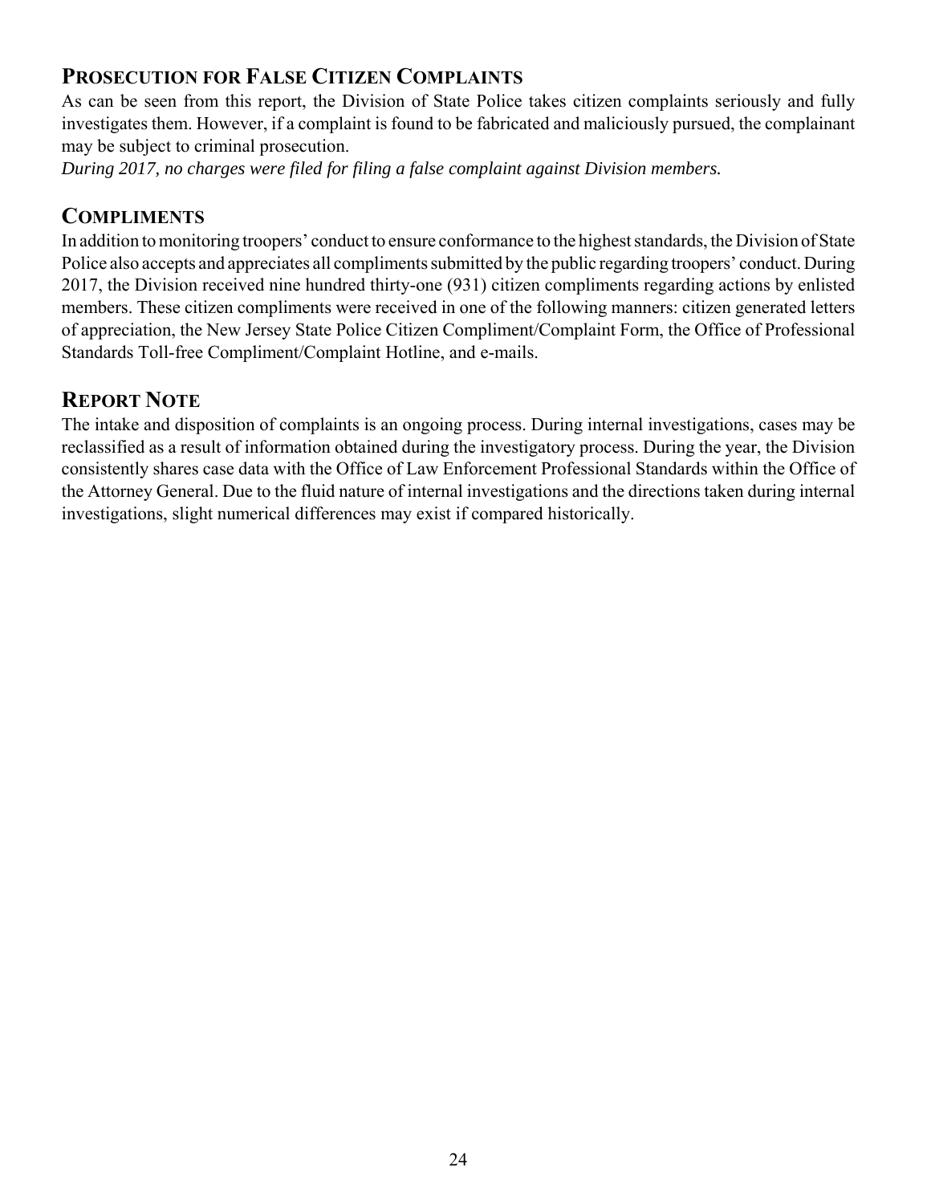## Prosecution for False Citizen Complaints

As can be seen from this report, the Division of State Police takes citizen complaints seriously and fully investigates them. However, if a complaint is found to be fabricated and maliciously pursued, the complainant may be subject to criminal prosecution.

*During 2017, no charges were filed for filing a false complaint against Division members.*

## Compliments

In addition to monitoring troopers' conduct to ensure conformance to the highest standards, the Division of State Police also accepts and appreciates all compliments submitted by the public regarding troopers' conduct. During 2017, the Division received nine hundred thirty-one (931) citizen compliments regarding actions by enlisted members. These citizen compliments were received in one of the following manners: citizen generated letters of appreciation, the New Jersey State Police Citizen Compliment/Complaint Form, the Office of Professional Standards Toll-free Compliment/Complaint Hotline, and e-mails.

## Report Note

The intake and disposition of complaints is an ongoing process. During internal investigations, cases may be reclassified as a result of information obtained during the investigatory process. During the year, the Division consistently shares case data with the Office of Law Enforcement Professional Standards within the Office of the Attorney General. Due to the fluid nature of internal investigations and the directions taken during internal investigations, slight numerical differences may exist if compared historically.